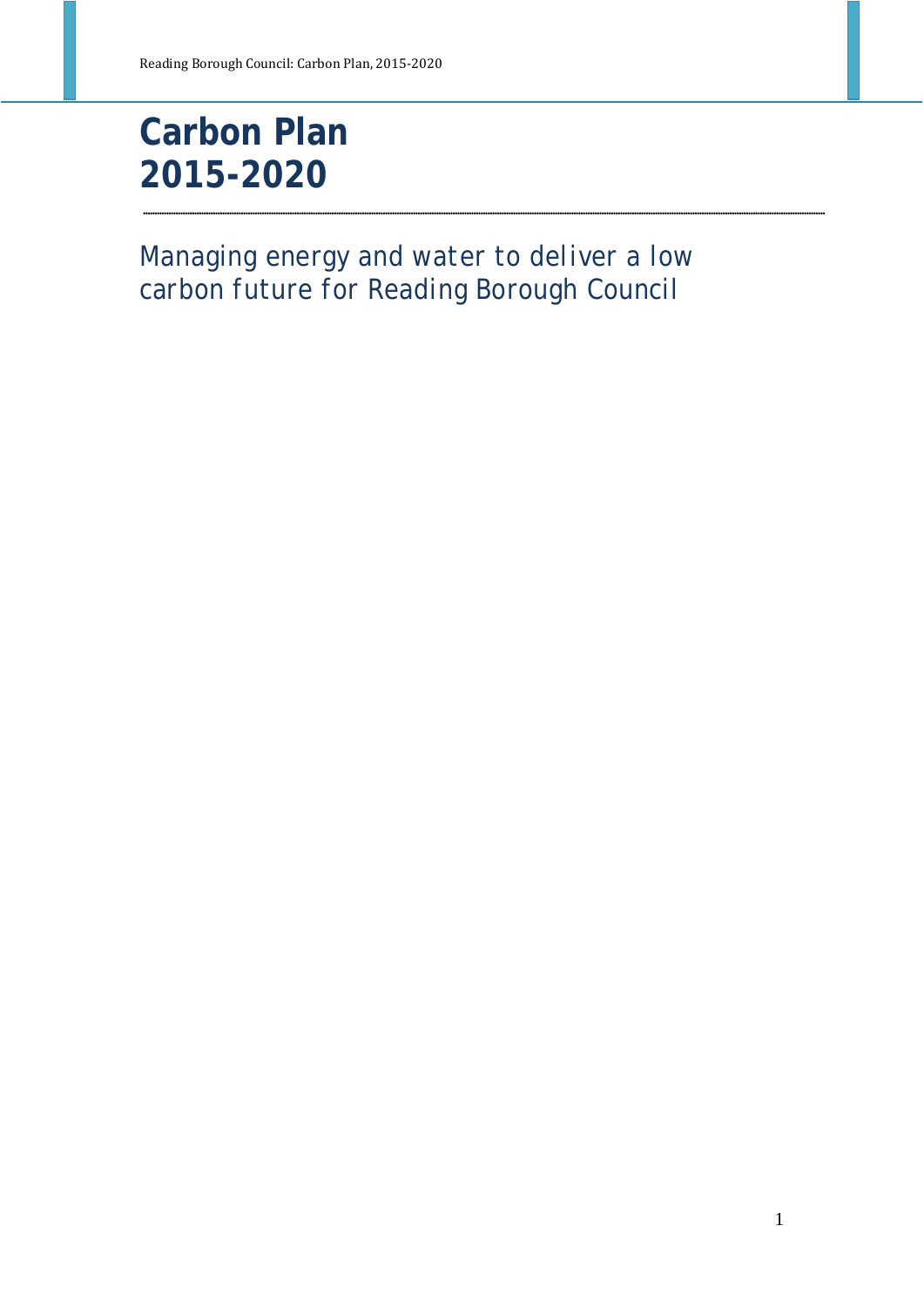# Carbon Plan 2015-2020

Managing energy and water to deliver a low carbon future for Reading Borough Council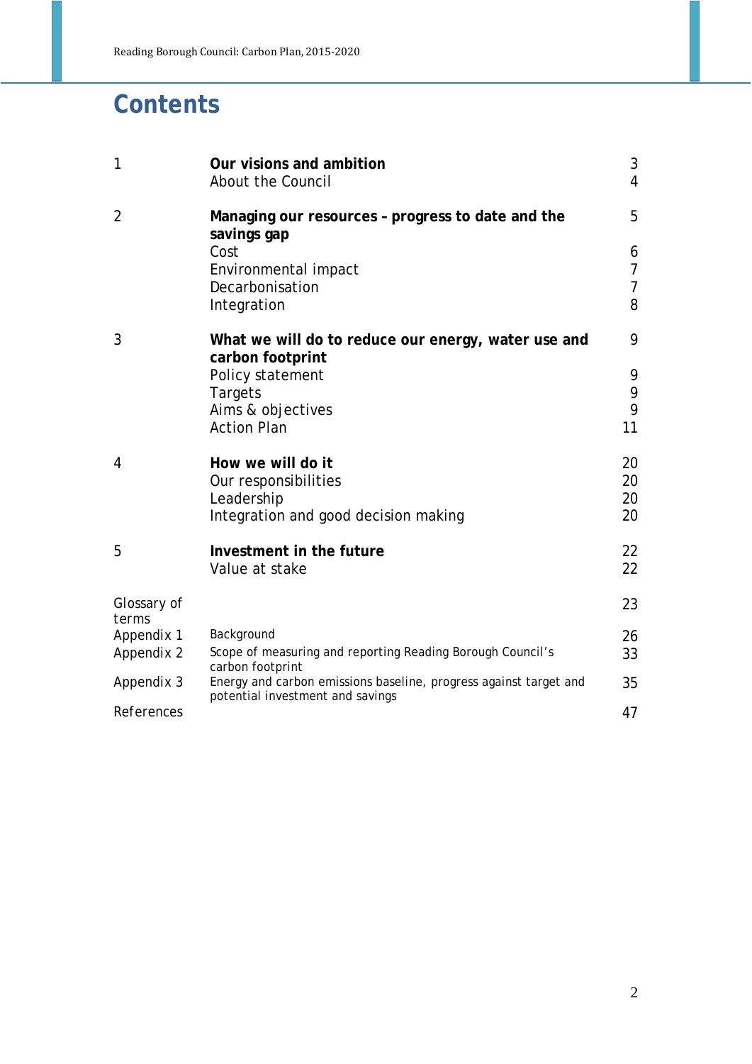# Contents

| | | |
|---|---|---|
| 1 | **Our visions and ambition** | 3 |
| | About the Council | 4 |
| 2 | **Managing our resources – progress to date and the savings gap** | 5 |
| | Cost | 6 |
| | Environmental impact | 7 |
| | Decarbonisation | 7 |
| | Integration | 8 |
| 3 | **What we will do to reduce our energy, water use and carbon footprint** | 9 |
| | Policy statement | 9 |
| | Targets | 9 |
| | Aims & objectives | 9 |
| | Action Plan | 11 |
| 4 | **How we will do it** | 20 |
| | Our responsibilities | 20 |
| | Leadership | 20 |
| | Integration and good decision making | 20 |
| 5 | **Investment in the future** | 22 |
| | Value at stake | 22 |
| Glossary of terms | | 23 |
| Appendix 1 | Background | 26 |
| Appendix 2 | Scope of measuring and reporting Reading Borough Council's carbon footprint | 33 |
| Appendix 3 | Energy and carbon emissions baseline, progress against target and potential investment and savings | 35 |
| References | | 47 |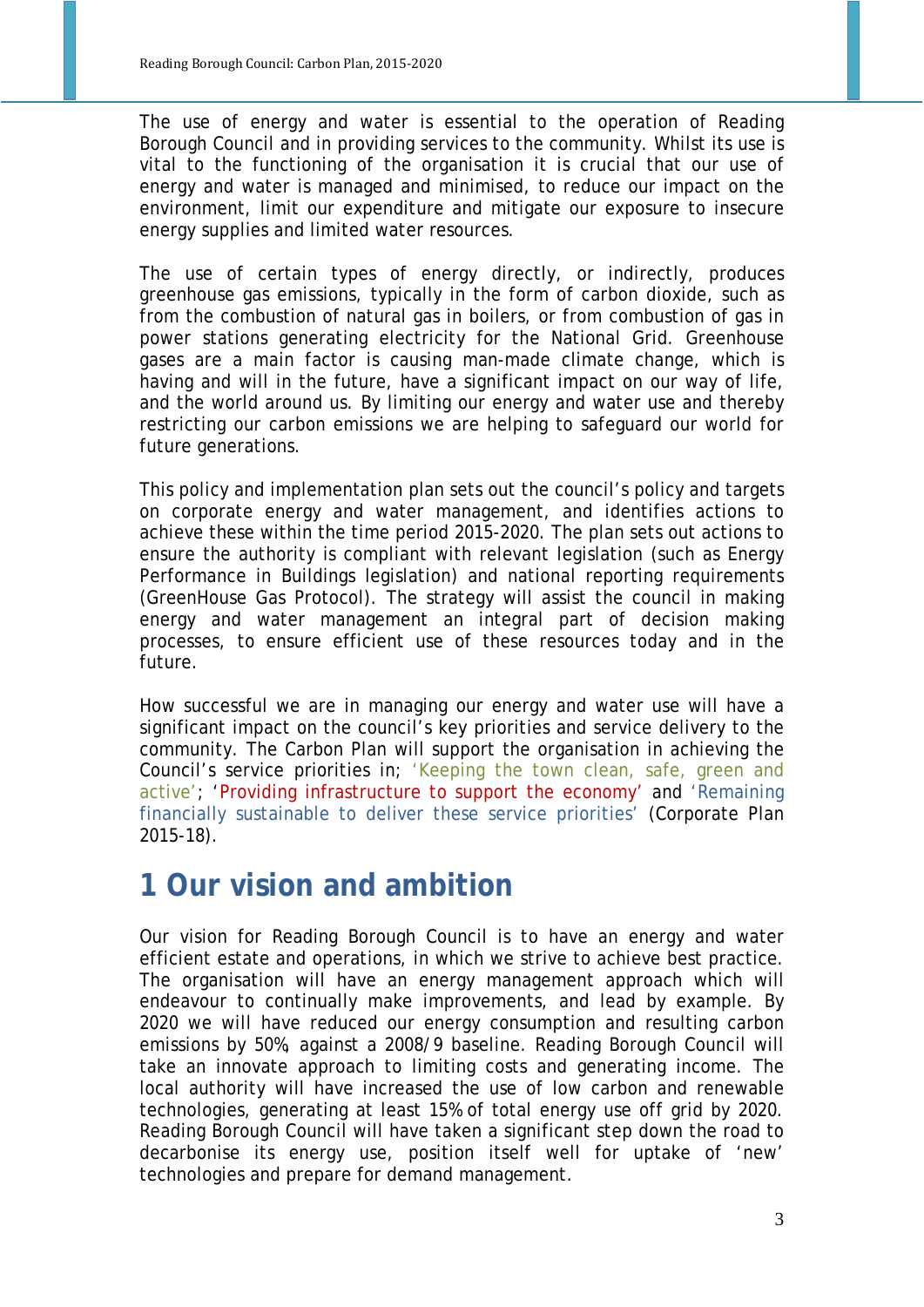The use of energy and water is essential to the operation of Reading Borough Council and in providing services to the community. Whilst its use is vital to the functioning of the organisation it is crucial that our use of energy and water is managed and minimised, to reduce our impact on the environment, limit our expenditure and mitigate our exposure to insecure energy supplies and limited water resources.

The use of certain types of energy directly, or indirectly, produces greenhouse gas emissions, typically in the form of carbon dioxide, such as from the combustion of natural gas in boilers, or from combustion of gas in power stations generating electricity for the National Grid. Greenhouse gases are a main factor is causing man-made climate change, which is having and will in the future, have a significant impact on our way of life, and the world around us. By limiting our energy and water use and thereby restricting our carbon emissions we are helping to safeguard our world for future generations.

This policy and implementation plan sets out the council's policy and targets on corporate energy and water management, and identifies actions to achieve these within the time period 2015-2020. The plan sets out actions to ensure the authority is compliant with relevant legislation (such as Energy Performance in Buildings legislation) and national reporting requirements (GreenHouse Gas Protocol). The strategy will assist the council in making energy and water management an integral part of decision making processes, to ensure efficient use of these resources today and in the future.

How successful we are in managing our energy and water use will have a significant impact on the council's key priorities and service delivery to the community. The Carbon Plan will support the organisation in achieving the Council's service priorities in; 'Keeping the town clean, safe, green and active'; 'Providing infrastructure to support the economy' and 'Remaining financially sustainable to deliver these service priorities' (Corporate Plan 2015-18).

# 1 Our vision and ambition

Our vision for Reading Borough Council is to have an energy and water efficient estate and operations, in which we strive to achieve best practice. The organisation will have an energy management approach which will endeavour to continually make improvements, and lead by example. By 2020 we will have reduced our energy consumption and resulting carbon emissions by 50%, against a 2008/9 baseline. Reading Borough Council will take an innovate approach to limiting costs and generating income. The local authority will have increased the use of low carbon and renewable technologies, generating at least 15% of total energy use off grid by 2020. Reading Borough Council will have taken a significant step down the road to decarbonise its energy use, position itself well for uptake of 'new' technologies and prepare for demand management.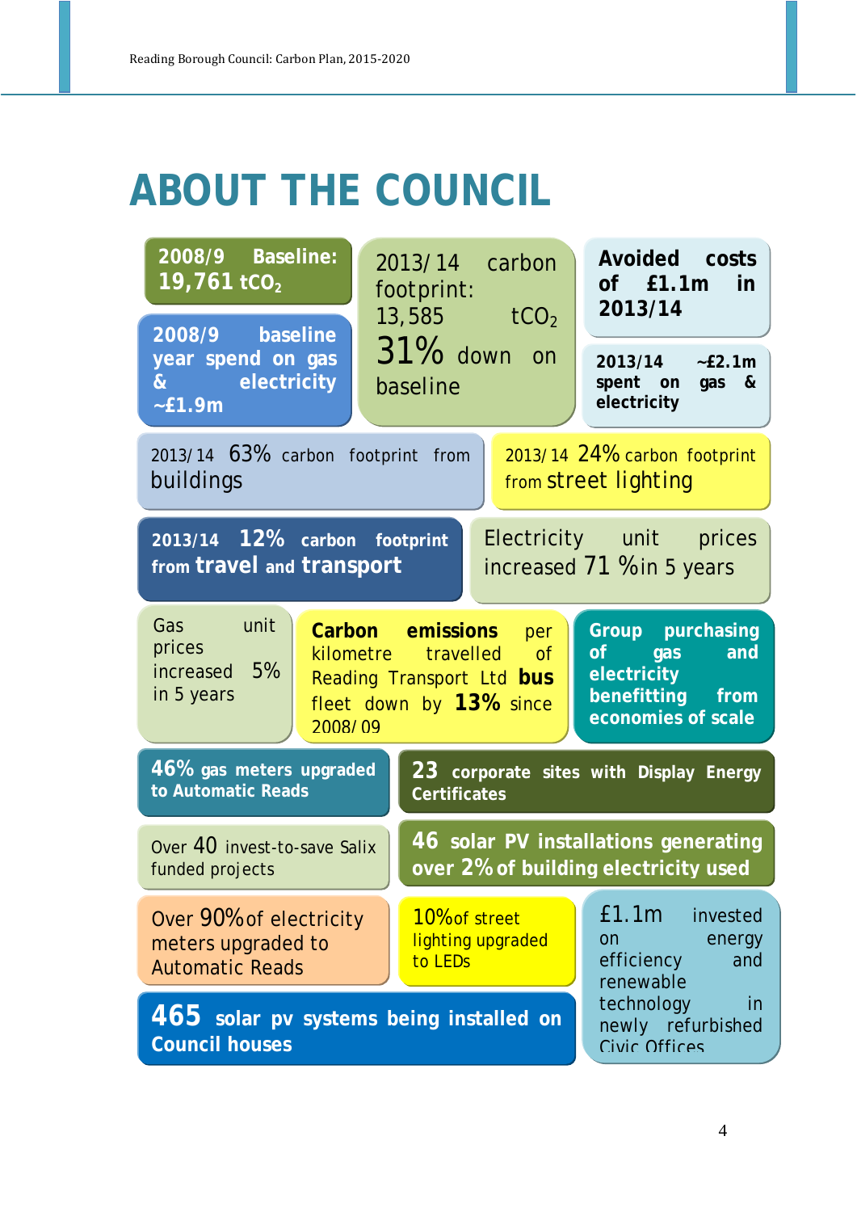# ABOUT THE COUNCIL

**2008/9 Baseline: 19,761 $tCO_2$**

**2008/9 baseline year spend on gas & electricity ~£1.9m**

2013/14 carbon footprint: 13,585 $tCO_2$
31% down on baseline

**Avoided costs of £1.1m in 2013/14**

**2013/14 ~£2.1m spent on gas & electricity**

2013/14 63% carbon footprint from buildings

2013/14 24% carbon footprint from street lighting

**2013/14 12% carbon footprint from travel and transport**

Electricity unit prices increased 71 % in 5 years

Gas unit prices increased 5% in 5 years

**Carbon emissions** per kilometre travelled of Reading Transport Ltd **bus** fleet down by **13%** since 2008/09

**Group purchasing of gas and electricity benefitting from economies of scale**

**46% gas meters upgraded to Automatic Reads**

**23 corporate sites with Display Energy Certificates**

Over 40 invest-to-save Salix funded projects

**46 solar PV installations generating over 2% of building electricity used**

Over 90% of electricity meters upgraded to Automatic Reads

10% of street lighting upgraded to LEDs

£1.1m invested on energy efficiency and renewable technology in newly refurbished Civic Offices

**465 solar pv systems being installed on Council houses**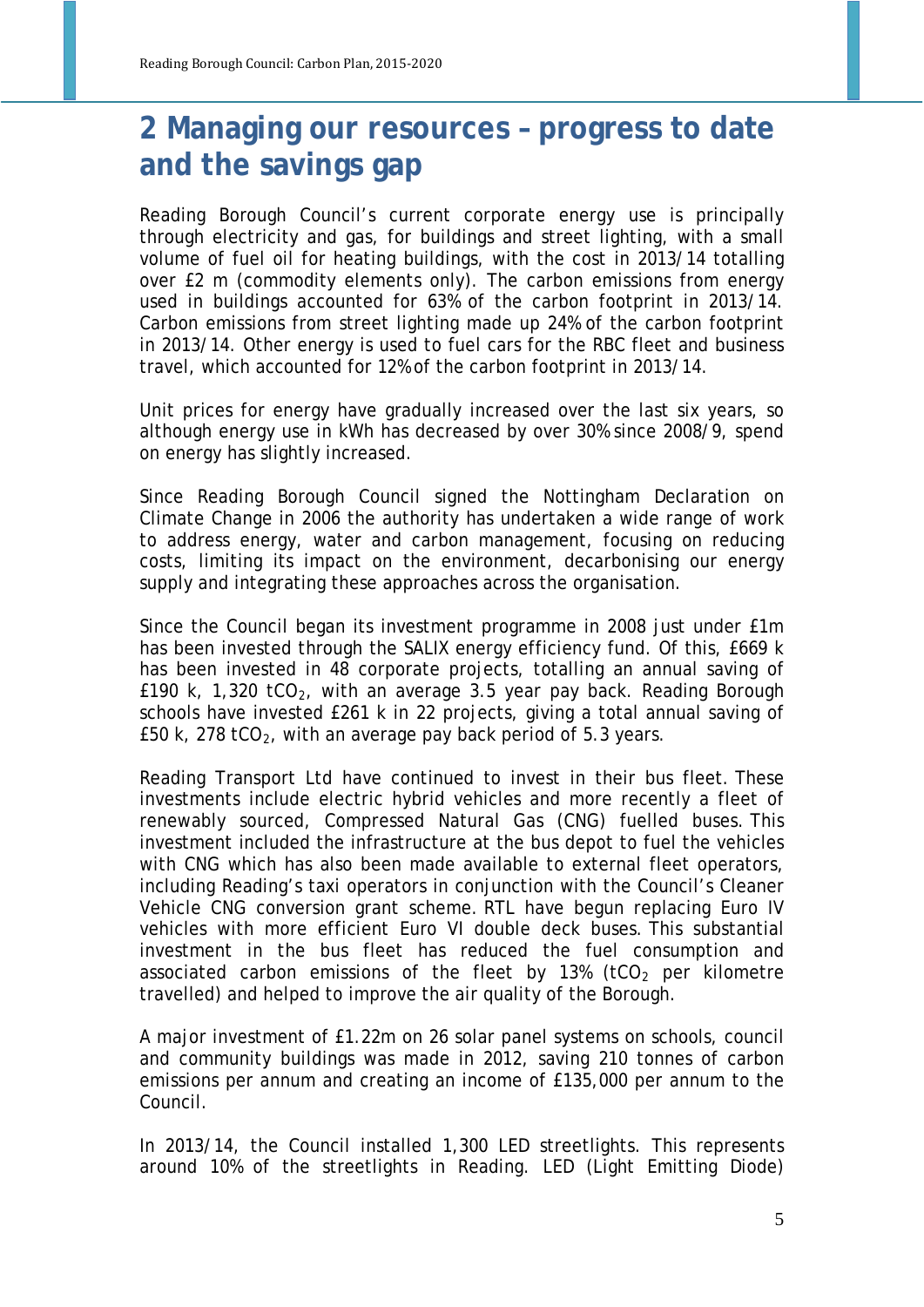# 2 Managing our resources – progress to date and the savings gap

Reading Borough Council's current corporate energy use is principally through electricity and gas, for buildings and street lighting, with a small volume of fuel oil for heating buildings, with the cost in 2013/14 totalling over £2 m (commodity elements only). The carbon emissions from energy used in buildings accounted for 63% of the carbon footprint in 2013/14. Carbon emissions from street lighting made up 24% of the carbon footprint in 2013/14. Other energy is used to fuel cars for the RBC fleet and business travel, which accounted for 12% of the carbon footprint in 2013/14.

Unit prices for energy have gradually increased over the last six years, so although energy use in kWh has decreased by over 30% since 2008/9, spend on energy has slightly increased.

Since Reading Borough Council signed the Nottingham Declaration on Climate Change in 2006 the authority has undertaken a wide range of work to address energy, water and carbon management, focusing on reducing costs, limiting its impact on the environment, decarbonising our energy supply and integrating these approaches across the organisation.

Since the Council began its investment programme in 2008 just under £1m has been invested through the SALIX energy efficiency fund. Of this, £669 k has been invested in 48 corporate projects, totalling an annual saving of £190 k, 1,320 $tCO_2$, with an average 3.5 year pay back. Reading Borough schools have invested £261 k in 22 projects, giving a total annual saving of £50 k, 278 $tCO_2$, with an average pay back period of 5.3 years.

Reading Transport Ltd have continued to invest in their bus fleet. These investments include electric hybrid vehicles and more recently a fleet of renewably sourced, Compressed Natural Gas (CNG) fuelled buses. This investment included the infrastructure at the bus depot to fuel the vehicles with CNG which has also been made available to external fleet operators, including Reading's taxi operators in conjunction with the Council's Cleaner Vehicle CNG conversion grant scheme. RTL have begun replacing Euro IV vehicles with more efficient Euro VI double deck buses. This substantial investment in the bus fleet has reduced the fuel consumption and associated carbon emissions of the fleet by 13% ($tCO_2$ per kilometre travelled) and helped to improve the air quality of the Borough.

A major investment of £1.22m on 26 solar panel systems on schools, council and community buildings was made in 2012, saving 210 tonnes of carbon emissions per annum and creating an income of £135,000 per annum to the Council.

In 2013/14, the Council installed 1,300 LED streetlights. This represents around 10% of the streetlights in Reading. LED (Light Emitting Diode)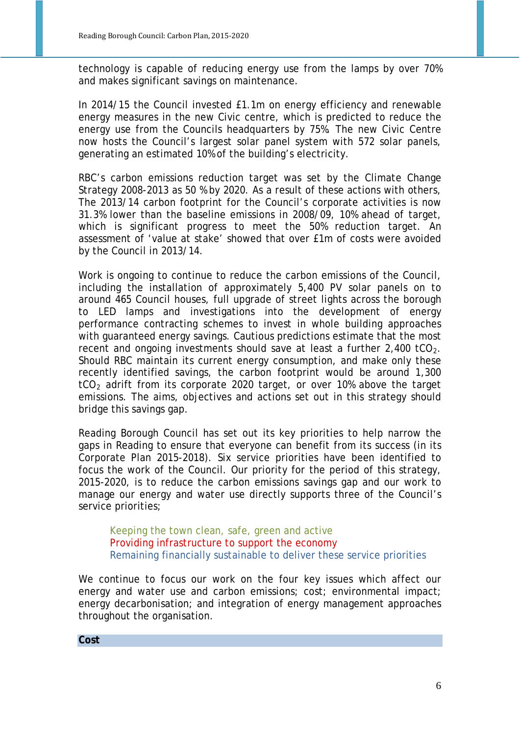technology is capable of reducing energy use from the lamps by over 70% and makes significant savings on maintenance.

In 2014/15 the Council invested £1.1m on energy efficiency and renewable energy measures in the new Civic centre, which is predicted to reduce the energy use from the Councils headquarters by 75%. The new Civic Centre now hosts the Council's largest solar panel system with 572 solar panels, generating an estimated 10% of the building's electricity.

RBC's carbon emissions reduction target was set by the Climate Change Strategy 2008-2013 as 50 % by 2020. As a result of these actions with others, The 2013/14 carbon footprint for the Council's corporate activities is now 31.3% lower than the baseline emissions in 2008/09, 10% ahead of target, which is significant progress to meet the 50% reduction target. An assessment of 'value at stake' showed that over £1m of costs were avoided by the Council in 2013/14.

Work is ongoing to continue to reduce the carbon emissions of the Council, including the installation of approximately 5,400 PV solar panels on to around 465 Council houses, full upgrade of street lights across the borough to LED lamps and investigations into the development of energy performance contracting schemes to invest in whole building approaches with guaranteed energy savings. Cautious predictions estimate that the most recent and ongoing investments should save at least a further 2,400 $tCO_2$. Should RBC maintain its current energy consumption, and make only these recently identified savings, the carbon footprint would be around 1,300 $tCO_2$ adrift from its corporate 2020 target, or over 10% above the target emissions. The aims, objectives and actions set out in this strategy should bridge this savings gap.

Reading Borough Council has set out its key priorities to help narrow the gaps in Reading to ensure that everyone can benefit from its success (in its Corporate Plan 2015-2018). Six service priorities have been identified to focus the work of the Council. Our priority for the period of this strategy, 2015-2020, is to reduce the carbon emissions savings gap and our work to manage our energy and water use directly supports three of the Council's service priorities;

Keeping the town clean, safe, green and active
Providing infrastructure to support the economy
Remaining financially sustainable to deliver these service priorities

We continue to focus our work on the four key issues which affect our energy and water use and carbon emissions; cost; environmental impact; energy decarbonisation; and integration of energy management approaches throughout the organisation.

## Cost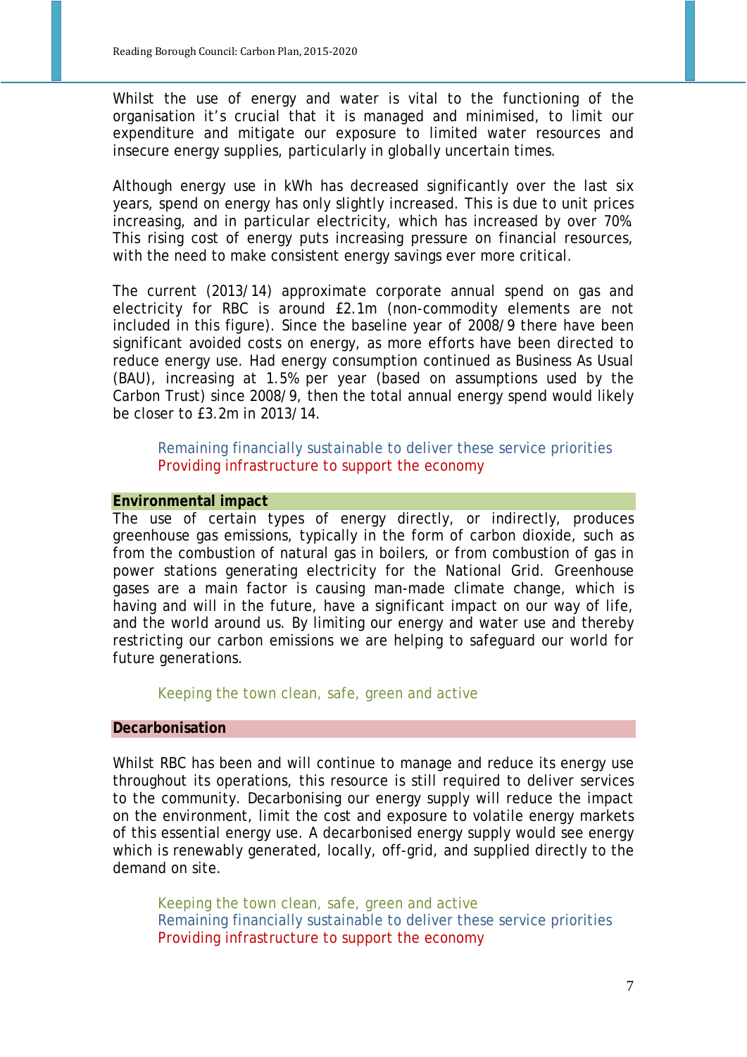Whilst the use of energy and water is vital to the functioning of the organisation it's crucial that it is managed and minimised, to limit our expenditure and mitigate our exposure to limited water resources and insecure energy supplies, particularly in globally uncertain times.

Although energy use in kWh has decreased significantly over the last six years, spend on energy has only slightly increased. This is due to unit prices increasing, and in particular electricity, which has increased by over 70%. This rising cost of energy puts increasing pressure on financial resources, with the need to make consistent energy savings ever more critical.

The current (2013/14) approximate corporate annual spend on gas and electricity for RBC is around £2.1m (non-commodity elements are not included in this figure). Since the baseline year of 2008/9 there have been significant avoided costs on energy, as more efforts have been directed to reduce energy use. Had energy consumption continued as Business As Usual (BAU), increasing at 1.5% per year (based on assumptions used by the Carbon Trust) since 2008/9, then the total annual energy spend would likely be closer to £3.2m in 2013/14.

Remaining financially sustainable to deliver these service priorities
Providing infrastructure to support the economy

### Environmental impact

The use of certain types of energy directly, or indirectly, produces greenhouse gas emissions, typically in the form of carbon dioxide, such as from the combustion of natural gas in boilers, or from combustion of gas in power stations generating electricity for the National Grid. Greenhouse gases are a main factor is causing man-made climate change, which is having and will in the future, have a significant impact on our way of life, and the world around us. By limiting our energy and water use and thereby restricting our carbon emissions we are helping to safeguard our world for future generations.

Keeping the town clean, safe, green and active

### Decarbonisation

Whilst RBC has been and will continue to manage and reduce its energy use throughout its operations, this resource is still required to deliver services to the community. Decarbonising our energy supply will reduce the impact on the environment, limit the cost and exposure to volatile energy markets of this essential energy use. A decarbonised energy supply would see energy which is renewably generated, locally, off-grid, and supplied directly to the demand on site.

Keeping the town clean, safe, green and active
Remaining financially sustainable to deliver these service priorities
Providing infrastructure to support the economy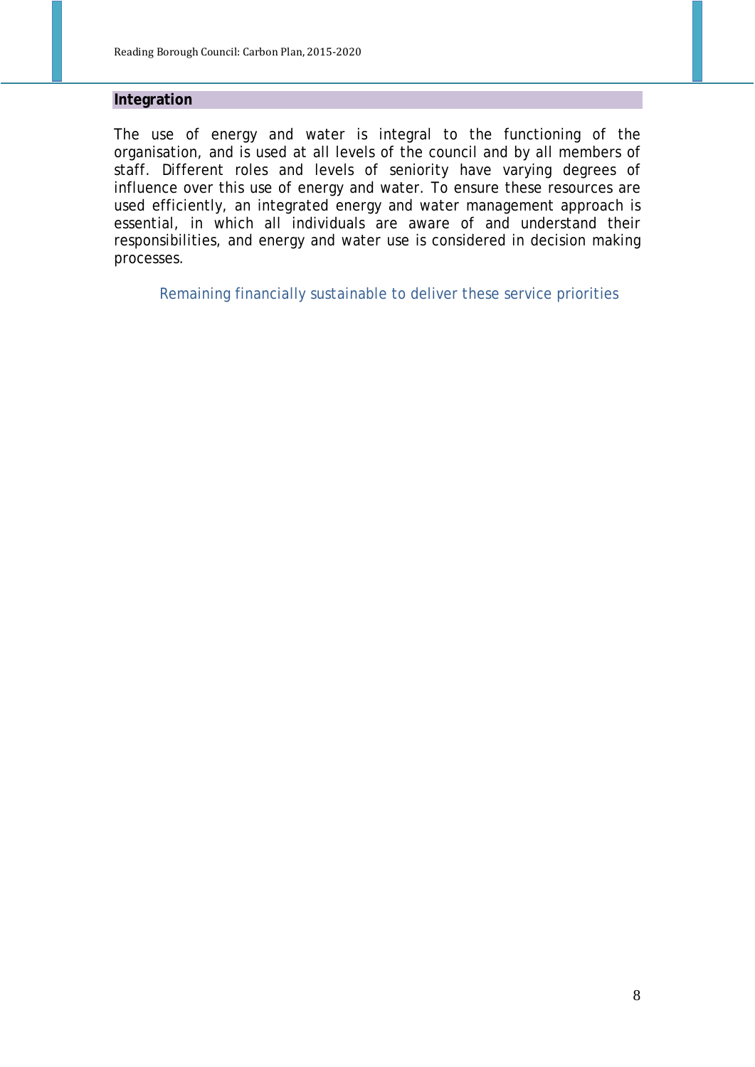## Integration

The use of energy and water is integral to the functioning of the organisation, and is used at all levels of the council and by all members of staff. Different roles and levels of seniority have varying degrees of influence over this use of energy and water. To ensure these resources are used efficiently, an integrated energy and water management approach is essential, in which all individuals are aware of and understand their responsibilities, and energy and water use is considered in decision making processes.

Remaining financially sustainable to deliver these service priorities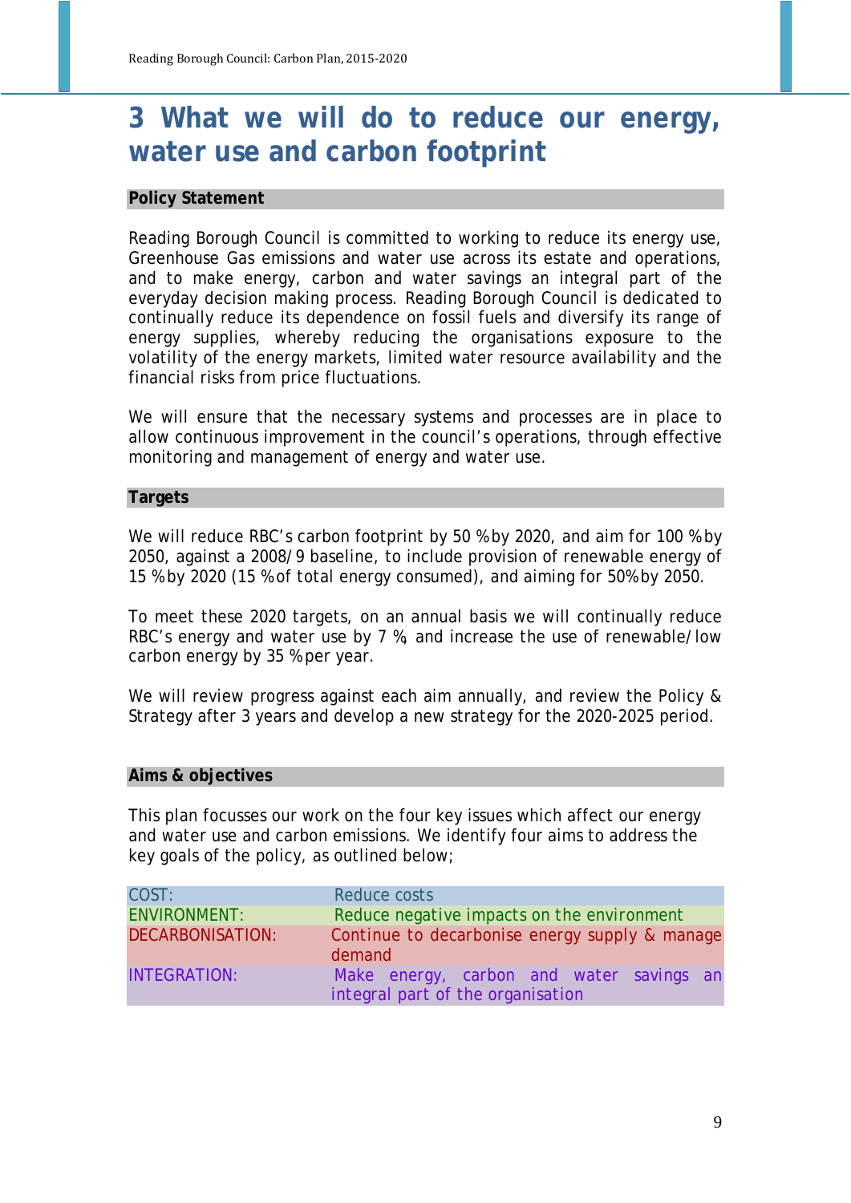# 3 What we will do to reduce our energy, water use and carbon footprint

**Policy Statement**

Reading Borough Council is committed to working to reduce its energy use, Greenhouse Gas emissions and water use across its estate and operations, and to make energy, carbon and water savings an integral part of the everyday decision making process. Reading Borough Council is dedicated to continually reduce its dependence on fossil fuels and diversify its range of energy supplies, whereby reducing the organisations exposure to the volatility of the energy markets, limited water resource availability and the financial risks from price fluctuations.

We will ensure that the necessary systems and processes are in place to allow continuous improvement in the council's operations, through effective monitoring and management of energy and water use.

**Targets**

We will reduce RBC's carbon footprint by 50 % by 2020, and aim for 100 % by 2050, against a 2008/9 baseline, to include provision of renewable energy of 15 % by 2020 (15 % of total energy consumed), and aiming for 50% by 2050.

To meet these 2020 targets, on an annual basis we will continually reduce RBC's energy and water use by 7 %, and increase the use of renewable/low carbon energy by 35 % per year.

We will review progress against each aim annually, and review the Policy & Strategy after 3 years and develop a new strategy for the 2020-2025 period.

**Aims & objectives**

This plan focusses our work on the four key issues which affect our energy and water use and carbon emissions. We identify four aims to address the key goals of the policy, as outlined below;

| | |
|---|---|
| COST: | Reduce costs |
| ENVIRONMENT: | Reduce negative impacts on the environment |
| DECARBONISATION: | Continue to decarbonise energy supply & manage demand |
| INTEGRATION: | Make energy, carbon and water savings an integral part of the organisation |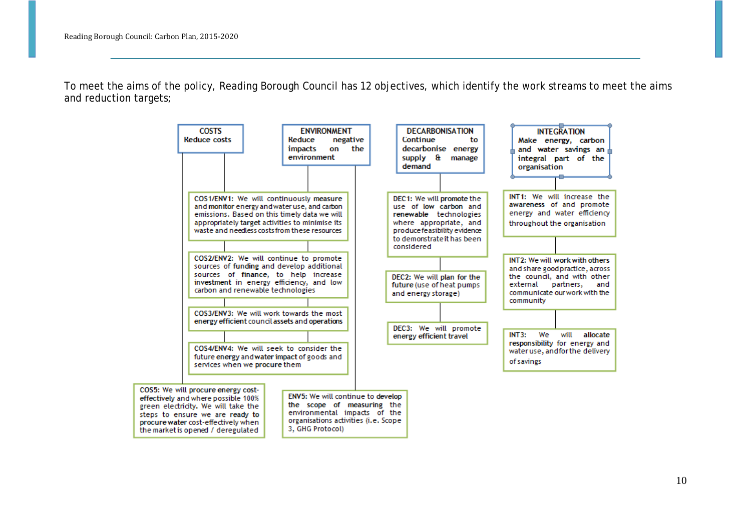To meet the aims of the policy, Reading Borough Council has 12 objectives, which identify the work streams to meet the aims and reduction targets;

**COSTS**
Reduce costs

**ENVIRONMENT**
Reduce negative impacts on the environment

**DECARBONISATION**
Continue to decarbonise energy supply & manage demand

**INTEGRATION**
Make energy, carbon and water savings an integral part of the organisation

**COS1/ENV1:** We will continuously **measure** and **monitor** energy and water use, and carbon emissions. Based on this timely data we will appropriately **target** activities to minimise its waste and needless costs from these resources

**COS2/ENV2:** We will continue to promote sources of **funding** and develop additional sources of **finance**, to help increase **investment** in energy efficiency, and low carbon and renewable technologies

**COS3/ENV3:** We will work towards the most **energy efficient council assets and operations**

**COS4/ENV4:** We will seek to consider the future **energy** and **water impact** of goods and services when we **procure** them

**COS5:** We will **procure energy cost-effectively** and where possible 100% green electricity. We will take the steps to ensure we are ready to **procure water** cost-effectively when the market is opened / deregulated

**ENV5:** We will continue to **develop** the **scope of measuring** the environmental impacts of the organisations activities (i.e. Scope 3, GHG Protocol)

**DEC1:** We will **promote** the use of **low carbon** and **renewable** technologies where appropriate, and produce feasibility evidence to demonstrate it has been considered

**DEC2:** We will **plan for the future** (use of heat pumps and energy storage)

**DEC3:** We will promote **energy efficient travel**

**INT1:** We will increase the **awareness** of and promote energy and water efficiency throughout the organisation

**INT2:** We will **work with others** and share good practice, across the council, and with other external partners, and communicate our work with the community

**INT3:** We will **allocate responsibility** for energy and water use, and for the delivery of savings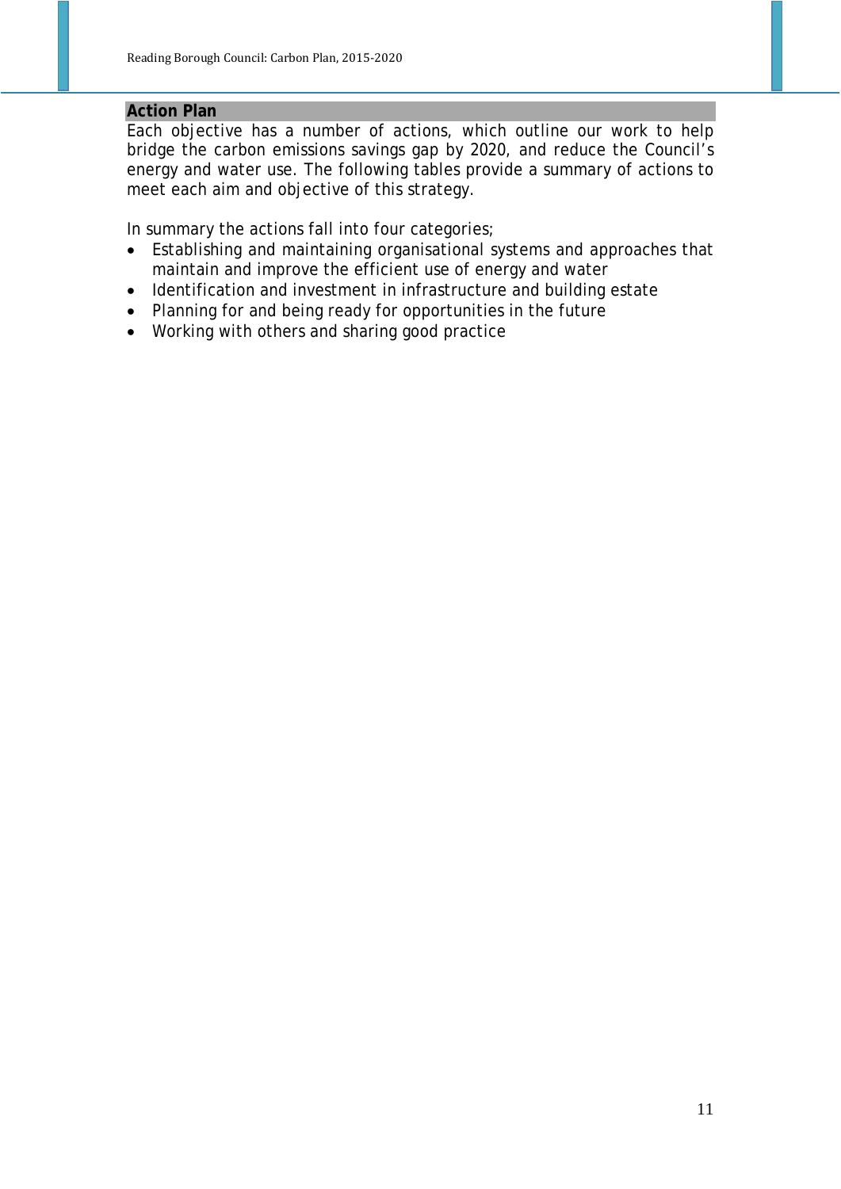## Action Plan

Each objective has a number of actions, which outline our work to help bridge the carbon emissions savings gap by 2020, and reduce the Council's energy and water use. The following tables provide a summary of actions to meet each aim and objective of this strategy.

In summary the actions fall into four categories;

- Establishing and maintaining organisational systems and approaches that maintain and improve the efficient use of energy and water
- Identification and investment in infrastructure and building estate
- Planning for and being ready for opportunities in the future
- Working with others and sharing good practice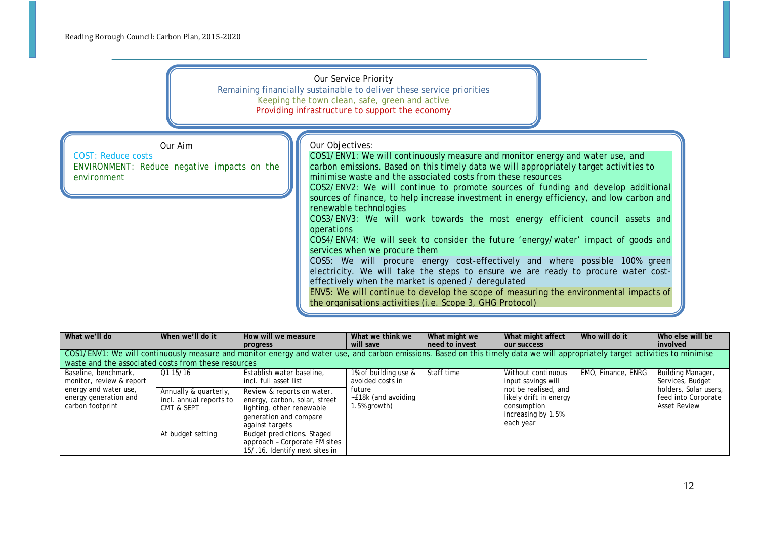Our Service Priority

Remaining financially sustainable to deliver these service priorities
Keeping the town clean, safe, green and active
Providing infrastructure to support the economy

Our Aim

COST: Reduce costs
ENVIRONMENT: Reduce negative impacts on the environment

Our Objectives:

COS1/ENV1: We will continuously measure and monitor energy and water use, and carbon emissions. Based on this timely data we will appropriately target activities to minimise waste and the associated costs from these resources

COS2/ENV2: We will continue to promote sources of funding and develop additional sources of finance, to help increase investment in energy efficiency, and low carbon and renewable technologies

COS3/ENV3: We will work towards the most energy efficient council assets and operations

COS4/ENV4: We will seek to consider the future 'energy/water' impact of goods and services when we procure them

COS5: We will procure energy cost-effectively and where possible 100% green electricity. We will take the steps to ensure we are ready to procure water cost-effectively when the market is opened / deregulated

ENV5: We will continue to develop the scope of measuring the environmental impacts of the organisations activities (i.e. Scope 3, GHG Protocol)

| What we'll do | When we'll do it | How will we measure progress | What we think we will save | What might we need to invest | What might affect our success | Who will do it | Who else will be involved |
|---|---|---|---|---|---|---|---|
| COS1/ENV1: We will continuously measure and monitor energy and water use, and carbon emissions. Based on this timely data we will appropriately target activities to minimise waste and the associated costs from these resources | | | | | | | |
| Baseline, benchmark, monitor, review & report energy and water use, energy generation and carbon footprint | Q1 15/16 | Establish water baseline, incl. full asset list | 1% of building use & avoided costs in future ~£18k (and avoiding 1.5% growth) | Staff time | Without continuous input savings will not be realised, and likely drift in energy consumption increasing by 1.5% each year | EMO, Finance, ENRG | Building Manager, Services, Budget holders, Solar users, feed into Corporate Asset Review |
| | Annually & quarterly, incl. annual reports to CMT & SEPT | Review & reports on water, energy, carbon, solar, street lighting, other renewable generation and compare against targets | | | | | |
| | At budget setting | Budget predictions. Staged approach – Corporate FM sites 15/.16. Identify next sites in | | | | | |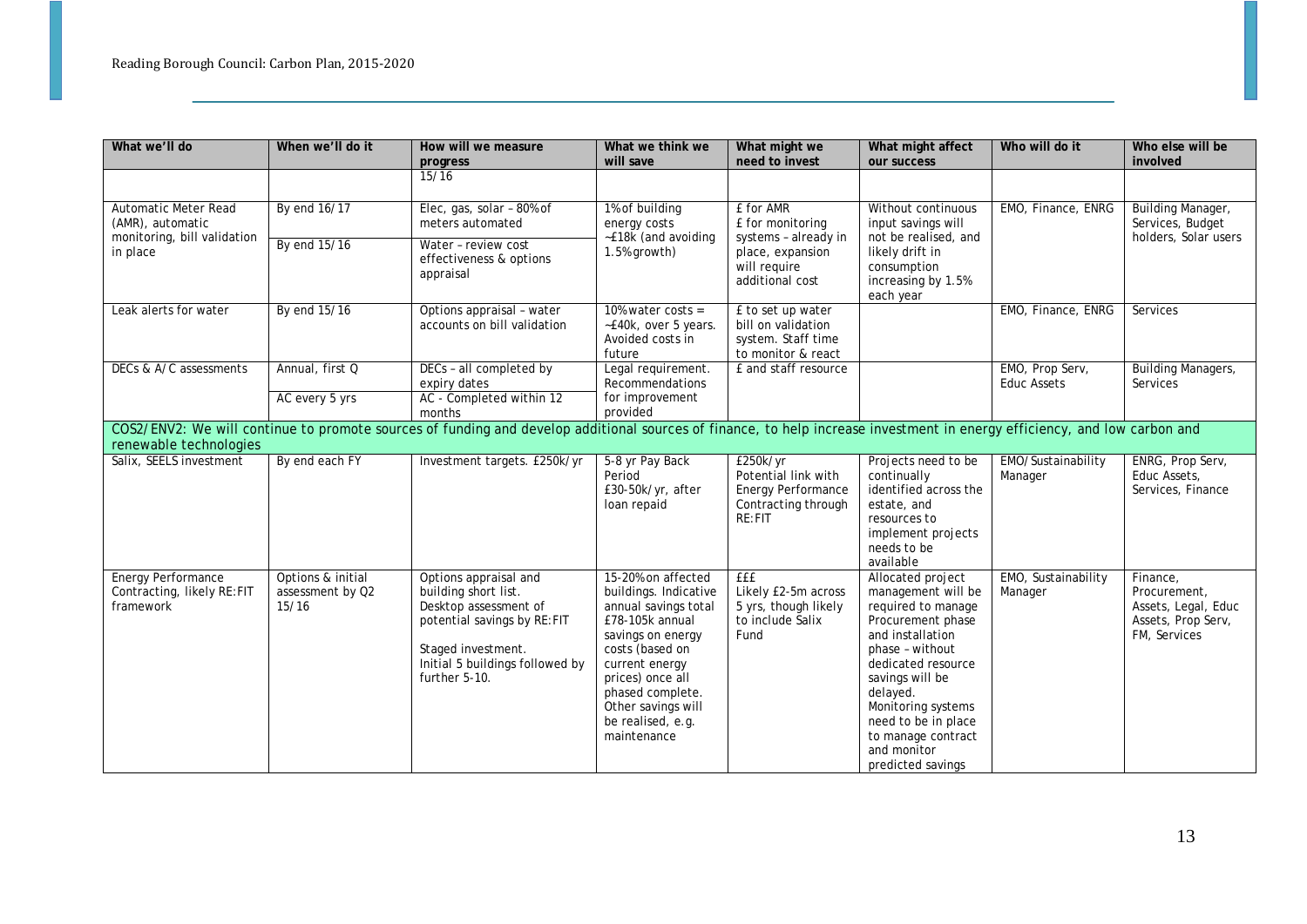| What we'll do | When we'll do it | How will we measure progress | What we think we will save | What might we need to invest | What might affect our success | Who will do it | Who else will be involved |
|---|---|---|---|---|---|---|---|
| | | 15/16 | | | | | |
| Automatic Meter Read (AMR), automatic monitoring, bill validation in place | By end 16/17<br><br>By end 15/16 | Elec, gas, solar – 80% of meters automated<br><br>Water – review cost effectiveness & options appraisal | 1% of building energy costs ~£18k (and avoiding 1.5% growth) | £ for AMR<br>£ for monitoring systems – already in place, expansion will require additional cost | Without continuous input savings will not be realised, and likely drift in consumption increasing by 1.5% each year | EMO, Finance, ENRG | Building Manager, Services, Budget holders, Solar users |
| Leak alerts for water | By end 15/16 | Options appraisal – water accounts on bill validation | 10% water costs = ~£40k, over 5 years. Avoided costs in future | £ to set up water bill on validation system. Staff time to monitor & react | | EMO, Finance, ENRG | Services |
| DECs & A/C assessments | Annual, first Q<br><br>AC every 5 yrs | DECs – all completed by expiry dates<br><br>AC - Completed within 12 months | Legal requirement. Recommendations for improvement provided | £ and staff resource | | EMO, Prop Serv, Educ Assets | Building Managers, Services |
| **COS2/ENV2: We will continue to promote sources of funding and develop additional sources of finance, to help increase investment in energy efficiency, and low carbon and renewable technologies** | | | | | | | |
| Salix, SEELS investment | By end each FY | Investment targets. £250k/yr | 5-8 yr Pay Back Period<br>£30-50k/yr, after loan repaid | £250k/yr<br>Potential link with Energy Performance Contracting through RE:FIT | Projects need to be continually identified across the estate, and resources to implement projects needs to be available | EMO/Sustainability Manager | ENRG, Prop Serv, Educ Assets, Services, Finance |
| Energy Performance Contracting, likely RE:FIT framework | Options & initial assessment by Q2 15/16 | Options appraisal and building short list. Desktop assessment of potential savings by RE:FIT<br><br>Staged investment. Initial 5 buildings followed by further 5-10. | 15-20% on affected buildings. Indicative annual savings total £78-105k annual savings on energy costs (based on current energy prices) once all phased complete. Other savings will be realised, e.g. maintenance | £££<br>Likely £2-5m across 5 yrs, though likely to include Salix Fund | Allocated project management will be required to manage Procurement phase and installation phase – without dedicated resource savings will be delayed. Monitoring systems need to be in place to manage contract and monitor predicted savings | EMO, Sustainability Manager | Finance, Procurement, Assets, Legal, Educ Assets, Prop Serv, FM, Services |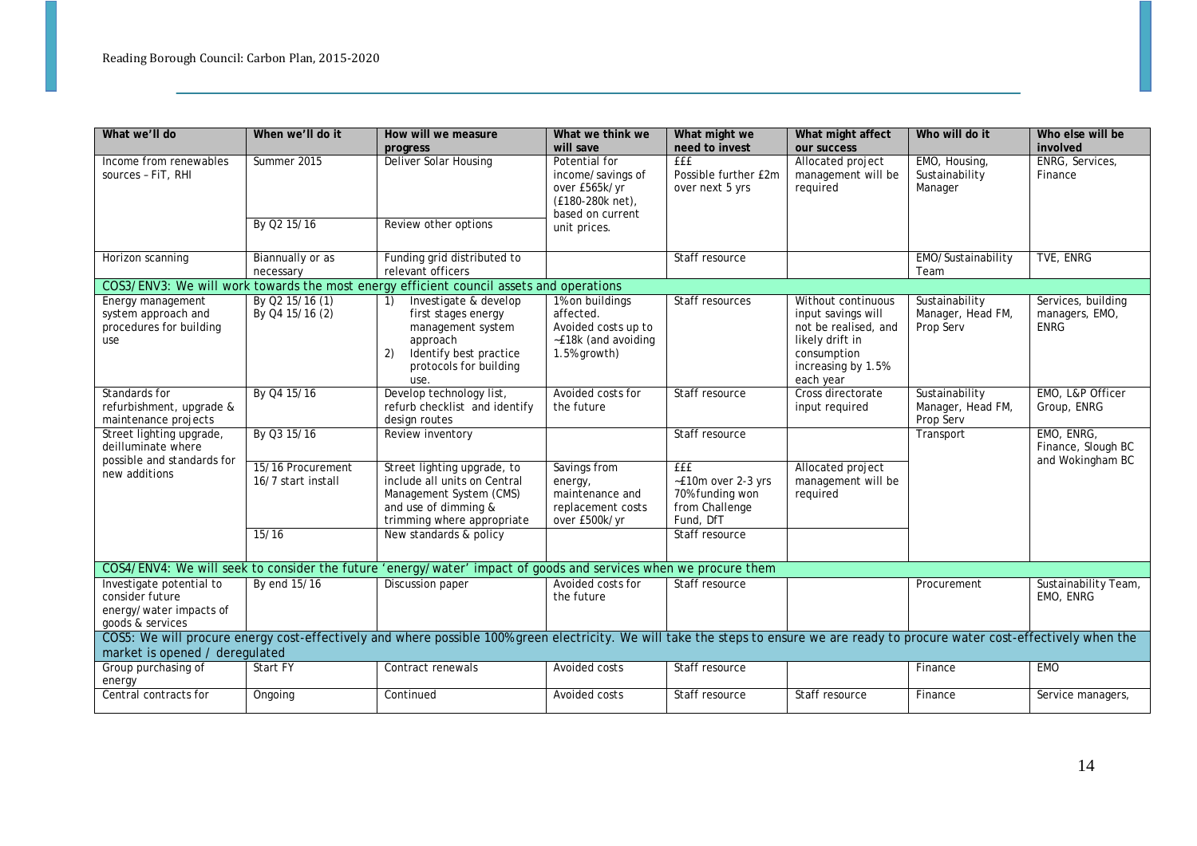| What we'll do | When we'll do it | How will we measure progress | What we think we will save | What might we need to invest | What might affect our success | Who will do it | Who else will be involved |
|---|---|---|---|---|---|---|---|
| Income from renewables sources – FiT, RHI | Summer 2015 | Deliver Solar Housing | Potential for income/savings of over £565k/yr (£180-280k net), based on current unit prices. | £££ Possible further £2m over next 5 yrs | Allocated project management will be required | EMO, Housing, Sustainability Manager | ENRG, Services, Finance |
| | By Q2 15/16 | Review other options | | | | | |
| Horizon scanning | Biannually or as necessary | Funding grid distributed to relevant officers | | Staff resource | | EMO/Sustainability Team | TVE, ENRG |
| COS3/ENV3: We will work towards the most energy efficient council assets and operations | | | | | | | |
| Energy management system approach and procedures for building use | By Q2 15/16 (1) By Q4 15/16 (2) | 1) Investigate & develop first stages energy management system approach 2) Identify best practice protocols for building use. | 1% on buildings affected. Avoided costs up to ~£18k (and avoiding 1.5% growth) | Staff resources | Without continuous input savings will not be realised, and likely drift in consumption increasing by 1.5% each year | Sustainability Manager, Head FM, Prop Serv | Services, building managers, EMO, ENRG |
| Standards for refurbishment, upgrade & maintenance projects | By Q4 15/16 | Develop technology list, refurb checklist and identify design routes | Avoided costs for the future | Staff resource | Cross directorate input required | Sustainability Manager, Head FM, Prop Serv | EMO, L&P Officer Group, ENRG |
| Street lighting upgrade, deilluminate where possible and standards for new additions | By Q3 15/16 | Review inventory | | Staff resource | | Transport | EMO, ENRG, Finance, Slough BC and Wokingham BC |
| | 15/16 Procurement 16/7 start install | Street lighting upgrade, to include all units on Central Management System (CMS) and use of dimming & trimming where appropriate | Savings from energy, maintenance and replacement costs over £500k/yr | £££ ~£10m over 2-3 yrs 70% funding won from Challenge Fund, DfT | Allocated project management will be required | | |
| | 15/16 | New standards & policy | | Staff resource | | | |
| COS4/ENV4: We will seek to consider the future 'energy/water' impact of goods and services when we procure them | | | | | | | |
| Investigate potential to consider future energy/water impacts of goods & services | By end 15/16 | Discussion paper | Avoided costs for the future | Staff resource | | Procurement | Sustainability Team, EMO, ENRG |
| COS5: We will procure energy cost-effectively and where possible 100% green electricity. We will take the steps to ensure we are ready to procure water cost-effectively when the market is opened / deregulated | | | | | | | |
| Group purchasing of energy | Start FY | Contract renewals | Avoided costs | Staff resource | | Finance | EMO |
| Central contracts for | Ongoing | Continued | Avoided costs | Staff resource | Staff resource | Finance | Service managers, |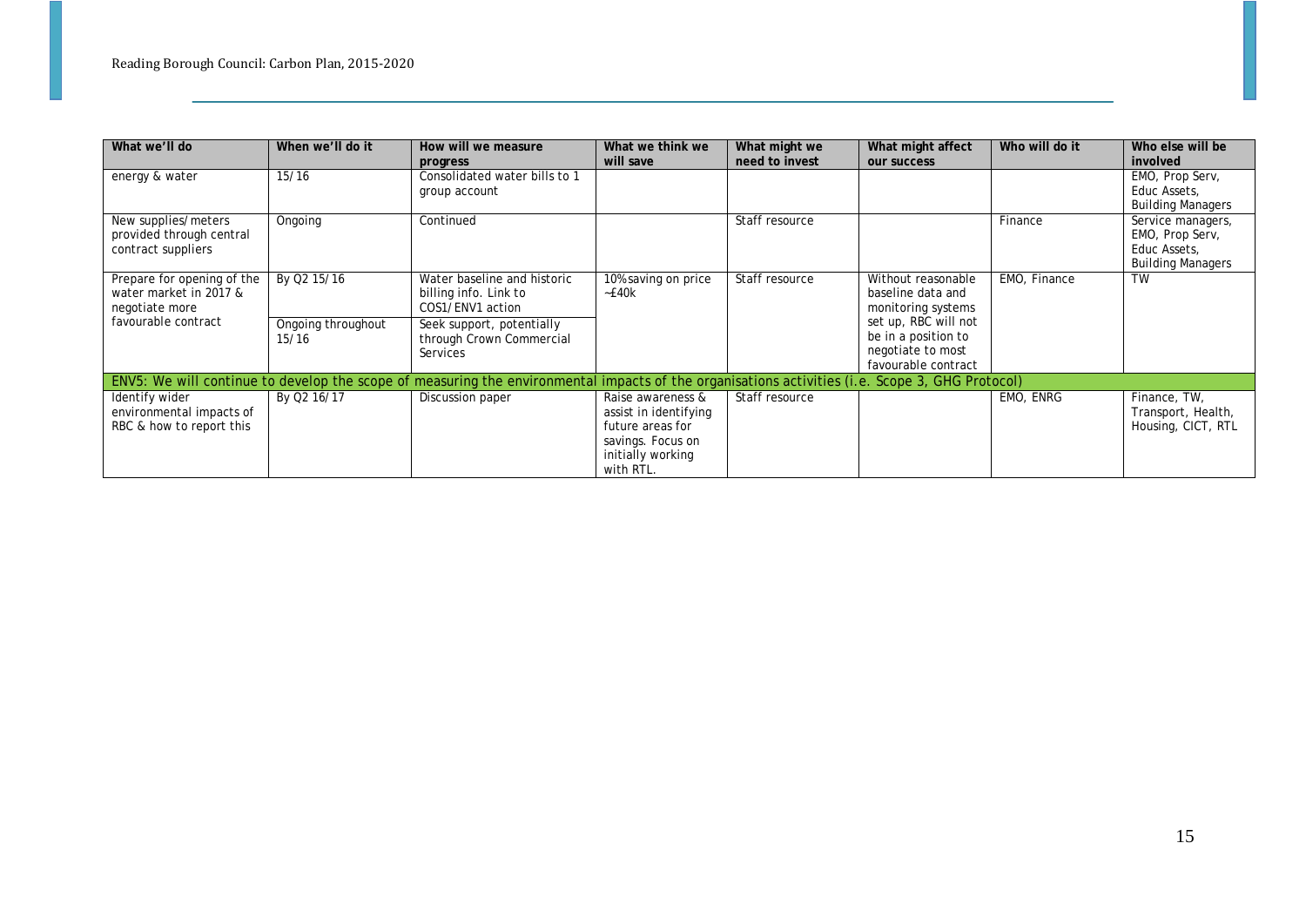| What we'll do | When we'll do it | How will we measure progress | What we think we will save | What might we need to invest | What might affect our success | Who will do it | Who else will be involved |
|---|---|---|---|---|---|---|---|
| energy & water | 15/16 | Consolidated water bills to 1 group account | | | | | EMO, Prop Serv, Educ Assets, Building Managers |
| New supplies/meters provided through central contract suppliers | Ongoing | Continued | | Staff resource | | Finance | Service managers, EMO, Prop Serv, Educ Assets, Building Managers |
| Prepare for opening of the water market in 2017 & negotiate more favourable contract | By Q2 15/16 | Water baseline and historic billing info. Link to COS1/ENV1 action | 10% saving on price ~£40k | Staff resource | Without reasonable baseline data and monitoring systems set up, RBC will not be in a position to negotiate to most favourable contract | EMO, Finance | TW |
| | Ongoing throughout 15/16 | Seek support, potentially through Crown Commercial Services | | | | | |
| ENV5: We will continue to develop the scope of measuring the environmental impacts of the organisations activities (i.e. Scope 3, GHG Protocol) | | | | | | | |
| Identify wider environmental impacts of RBC & how to report this | By Q2 16/17 | Discussion paper | Raise awareness & assist in identifying future areas for savings. Focus on initially working with RTL. | Staff resource | | EMO, ENRG | Finance, TW, Transport, Health, Housing, CICT, RTL |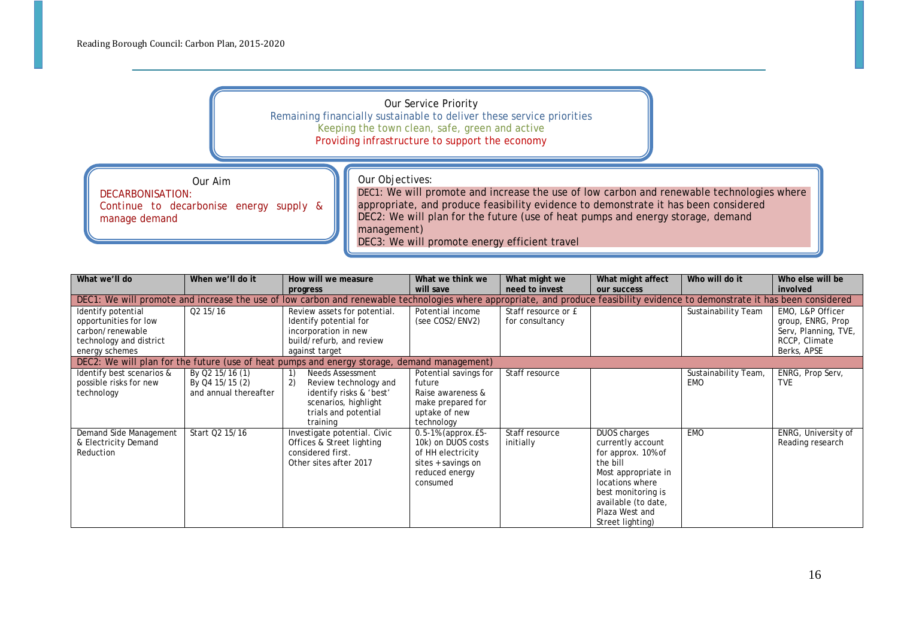Our Service Priority

Remaining financially sustainable to deliver these service priorities

Keeping the town clean, safe, green and active

Providing infrastructure to support the economy

Our Aim

DECARBONISATION:
Continue to decarbonise energy supply & manage demand

Our Objectives:

DEC1: We will promote and increase the use of low carbon and renewable technologies where appropriate, and produce feasibility evidence to demonstrate it has been considered
DEC2: We will plan for the future (use of heat pumps and energy storage, demand management)
DEC3: We will promote energy efficient travel

| What we'll do | When we'll do it | How will we measure progress | What we think we will save | What might we need to invest | What might affect our success | Who will do it | Who else will be involved |
|---|---|---|---|---|---|---|---|
| DEC1: We will promote and increase the use of low carbon and renewable technologies where appropriate, and produce feasibility evidence to demonstrate it has been considered | | | | | | | |
| Identify potential opportunities for low carbon/renewable technology and district energy schemes | Q2 15/16 | Review assets for potential. Identify potential for incorporation in new build/refurb, and review against target | Potential income (see COS2/ENV2) | Staff resource or £ for consultancy | | Sustainability Team | EMO, L&P Officer group, ENRG, Prop Serv, Planning, TVE, RCCP, Climate Berks, APSE |
| DEC2: We will plan for the future (use of heat pumps and energy storage, demand management) | | | | | | | |
| Identify best scenarios & possible risks for new technology | By Q2 15/16 (1) By Q4 15/15 (2) and annual thereafter | 1) Needs Assessment 2) Review technology and identify risks & 'best' scenarios, highlight trials and potential training | Potential savings for future Raise awareness & make prepared for uptake of new technology | Staff resource | | Sustainability Team, EMO | ENRG, Prop Serv, TVE |
| Demand Side Management & Electricity Demand Reduction | Start Q2 15/16 | Investigate potential. Civic Offices & Street lighting considered first. Other sites after 2017 | 0.5-1% (approx. £5-10k) on DUOS costs of HH electricity sites + savings on reduced energy consumed | Staff resource initially | DUOS charges currently account for approx. 10% of the bill Most appropriate in locations where best monitoring is available (to date, Plaza West and Street lighting) | EMO | ENRG, University of Reading research |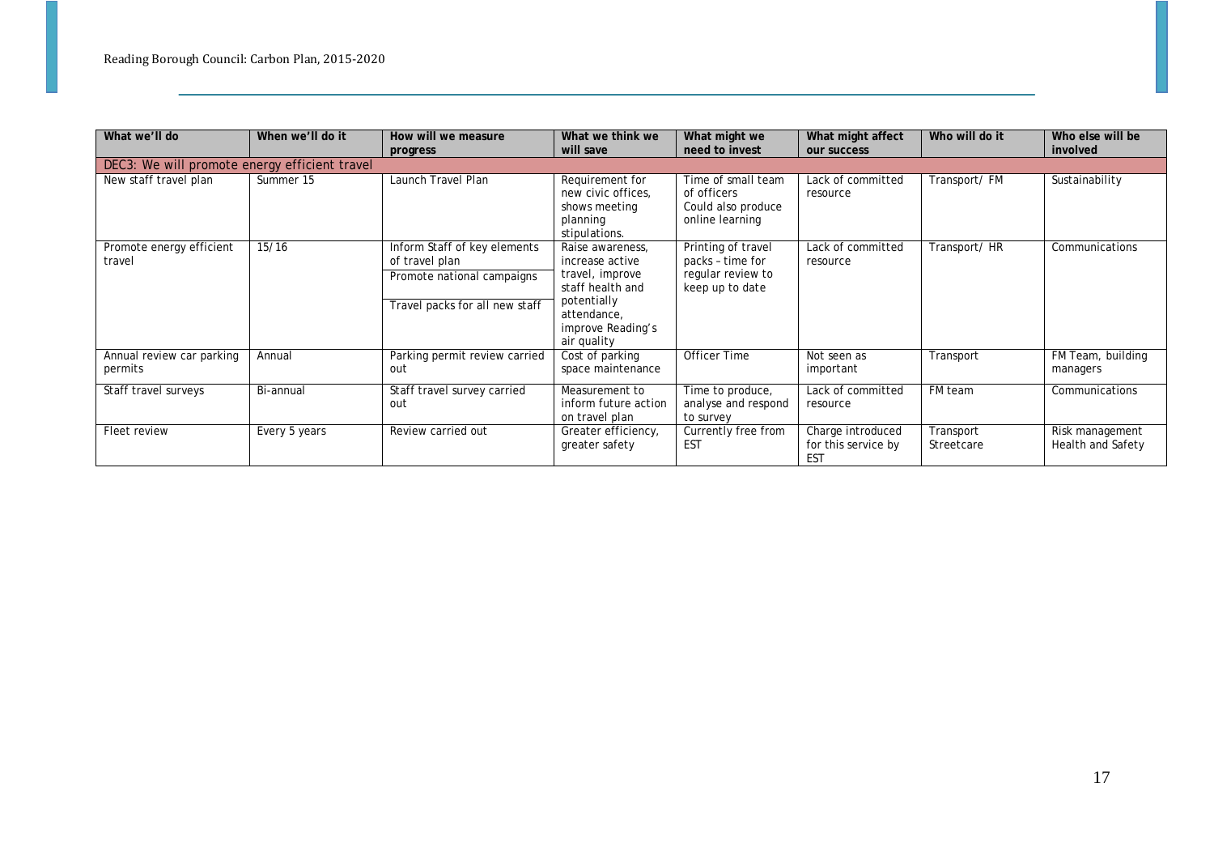| What we'll do | When we'll do it | How will we measure progress | What we think we will save | What might we need to invest | What might affect our success | Who will do it | Who else will be involved |
|---|---|---|---|---|---|---|---|
| DEC3: We will promote energy efficient travel | | | | | | | |
| New staff travel plan | Summer 15 | Launch Travel Plan | Requirement for new civic offices, shows meeting planning stipulations. | Time of small team of officers Could also produce online learning | Lack of committed resource | Transport/ FM | Sustainability |
| Promote energy efficient travel | 15/16 | Inform Staff of key elements of travel plan<br>Promote national campaigns<br>Travel packs for all new staff | Raise awareness, increase active travel, improve staff health and potentially attendance, improve Reading's air quality | Printing of travel packs – time for regular review to keep up to date | Lack of committed resource | Transport/ HR | Communications |
| Annual review car parking permits | Annual | Parking permit review carried out | Cost of parking space maintenance | Officer Time | Not seen as important | Transport | FM Team, building managers |
| Staff travel surveys | Bi-annual | Staff travel survey carried out | Measurement to inform future action on travel plan | Time to produce, analyse and respond to survey | Lack of committed resource | FM team | Communications |
| Fleet review | Every 5 years | Review carried out | Greater efficiency, greater safety | Currently free from EST | Charge introduced for this service by EST | Transport Streetcare | Risk management Health and Safety |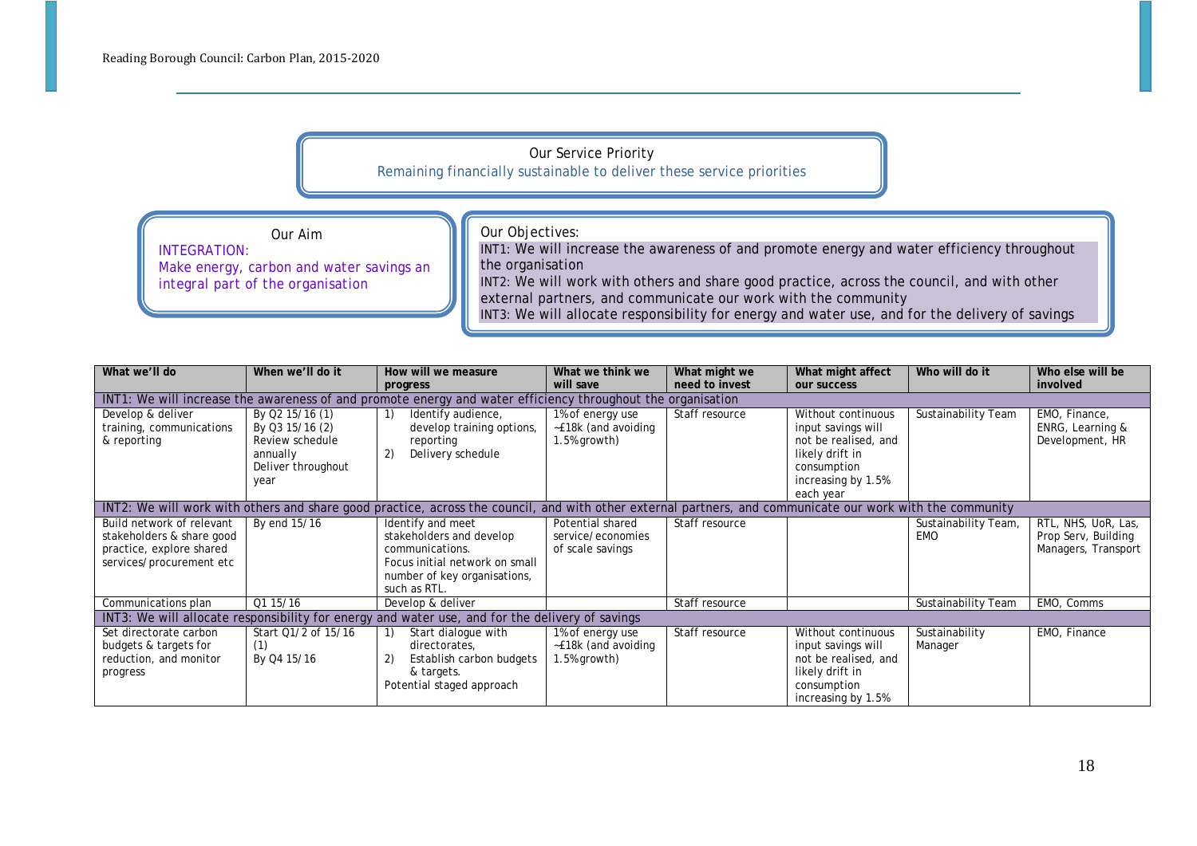**Our Service Priority**

Remaining financially sustainable to deliver these service priorities

**Our Aim**

INTEGRATION:
Make energy, carbon and water savings an integral part of the organisation

**Our Objectives:**

INT1: We will increase the awareness of and promote energy and water efficiency throughout the organisation
INT2: We will work with others and share good practice, across the council, and with other external partners, and communicate our work with the community
INT3: We will allocate responsibility for energy and water use, and for the delivery of savings

| What we'll do | When we'll do it | How will we measure progress | What we think we will save | What might we need to invest | What might affect our success | Who will do it | Who else will be involved |
|---|---|---|---|---|---|---|---|
| **INT1: We will increase the awareness of and promote energy and water efficiency throughout the organisation** | | | | | | | |
| Develop & deliver training, communications & reporting | By Q2 15/16 (1) By Q3 15/16 (2) Review schedule annually Deliver throughout year | 1) Identify audience, develop training options, reporting 2) Delivery schedule | 1% of energy use ~£18k (and avoiding 1.5% growth) | Staff resource | Without continuous input savings will not be realised, and likely drift in consumption increasing by 1.5% each year | Sustainability Team | EMO, Finance, ENRG, Learning & Development, HR |
| **INT2: We will work with others and share good practice, across the council, and with other external partners, and communicate our work with the community** | | | | | | | |
| Build network of relevant stakeholders & share good practice, explore shared services/procurement etc | By end 15/16 | Identify and meet stakeholders and develop communications. Focus initial network on small number of key organisations, such as RTL. | Potential shared service/economies of scale savings | Staff resource | | Sustainability Team, EMO | RTL, NHS, UoR, Las, Prop Serv, Building Managers, Transport |
| Communications plan | Q1 15/16 | Develop & deliver | | Staff resource | | Sustainability Team | EMO, Comms |
| **INT3: We will allocate responsibility for energy and water use, and for the delivery of savings** | | | | | | | |
| Set directorate carbon budgets & targets for reduction, and monitor progress | Start Q1/2 of 15/16 (1) By Q4 15/16 | 1) Start dialogue with directorates, 2) Establish carbon budgets & targets. Potential staged approach | 1% of energy use ~£18k (and avoiding 1.5% growth) | Staff resource | Without continuous input savings will not be realised, and likely drift in consumption increasing by 1.5% | Sustainability Manager | EMO, Finance |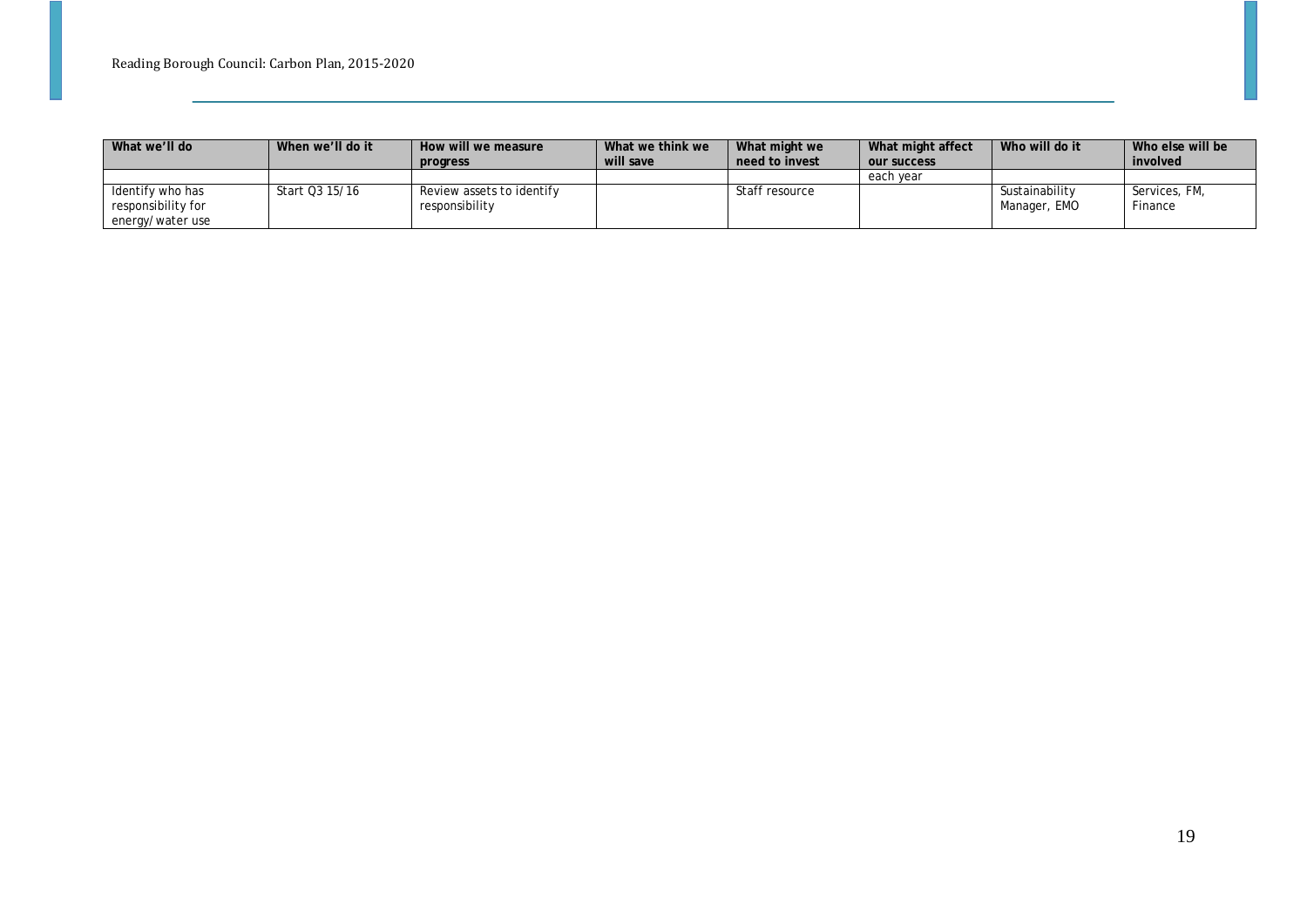| What we'll do | When we'll do it | How will we measure progress | What we think we will save | What might we need to invest | What might affect our success | Who will do it | Who else will be involved |
|---|---|---|---|---|---|---|---|
| | | | | | each year | | |
| Identify who has responsibility for energy/water use | Start Q3 15/16 | Review assets to identify responsibility | | Staff resource | | Sustainability Manager, EMO | Services, FM, Finance |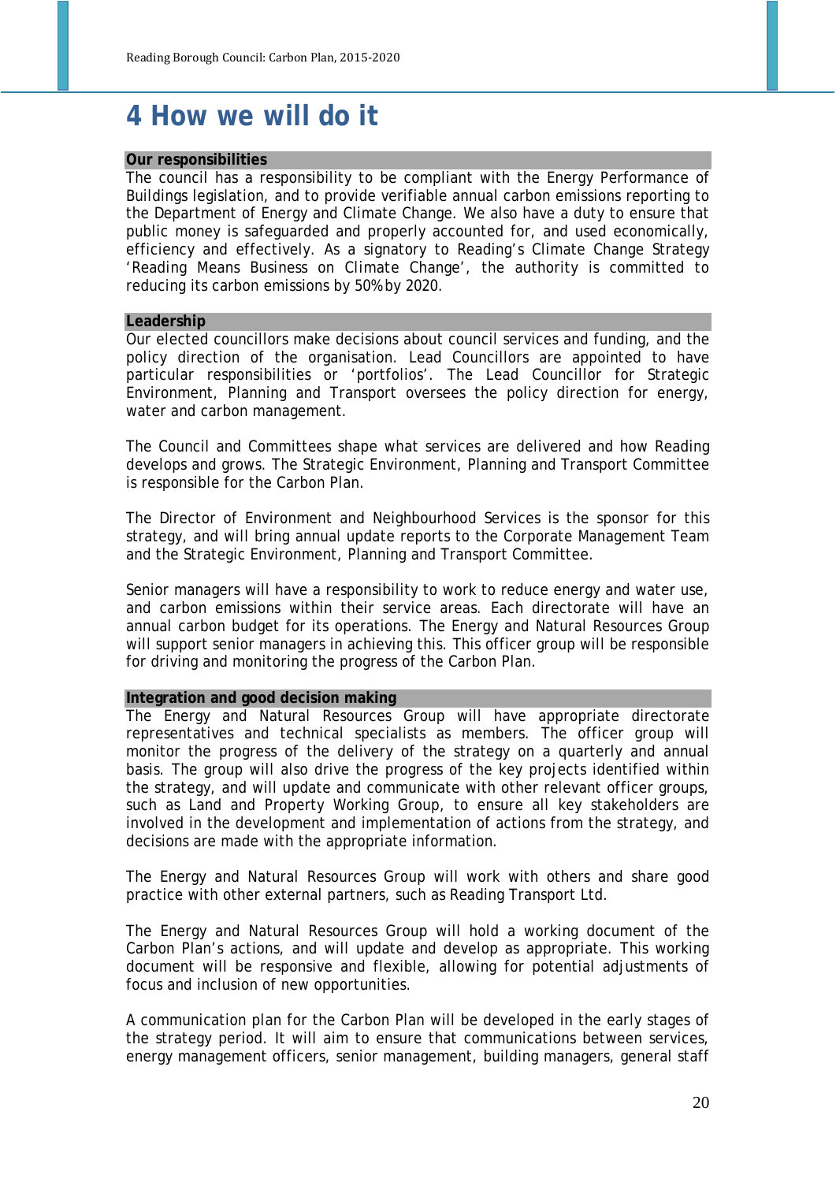# 4 How we will do it

**Our responsibilities**

The council has a responsibility to be compliant with the Energy Performance of Buildings legislation, and to provide verifiable annual carbon emissions reporting to the Department of Energy and Climate Change. We also have a duty to ensure that public money is safeguarded and properly accounted for, and used economically, efficiency and effectively. As a signatory to Reading's Climate Change Strategy 'Reading Means Business on Climate Change', the authority is committed to reducing its carbon emissions by 50% by 2020.

**Leadership**

Our elected councillors make decisions about council services and funding, and the policy direction of the organisation. Lead Councillors are appointed to have particular responsibilities or 'portfolios'. The Lead Councillor for Strategic Environment, Planning and Transport oversees the policy direction for energy, water and carbon management.

The Council and Committees shape what services are delivered and how Reading develops and grows. The Strategic Environment, Planning and Transport Committee is responsible for the Carbon Plan.

The Director of Environment and Neighbourhood Services is the sponsor for this strategy, and will bring annual update reports to the Corporate Management Team and the Strategic Environment, Planning and Transport Committee.

Senior managers will have a responsibility to work to reduce energy and water use, and carbon emissions within their service areas. Each directorate will have an annual carbon budget for its operations. The Energy and Natural Resources Group will support senior managers in achieving this. This officer group will be responsible for driving and monitoring the progress of the Carbon Plan.

**Integration and good decision making**

The Energy and Natural Resources Group will have appropriate directorate representatives and technical specialists as members. The officer group will monitor the progress of the delivery of the strategy on a quarterly and annual basis. The group will also drive the progress of the key projects identified within the strategy, and will update and communicate with other relevant officer groups, such as Land and Property Working Group, to ensure all key stakeholders are involved in the development and implementation of actions from the strategy, and decisions are made with the appropriate information.

The Energy and Natural Resources Group will work with others and share good practice with other external partners, such as Reading Transport Ltd.

The Energy and Natural Resources Group will hold a working document of the Carbon Plan's actions, and will update and develop as appropriate. This working document will be responsive and flexible, allowing for potential adjustments of focus and inclusion of new opportunities.

A communication plan for the Carbon Plan will be developed in the early stages of the strategy period. It will aim to ensure that communications between services, energy management officers, senior management, building managers, general staff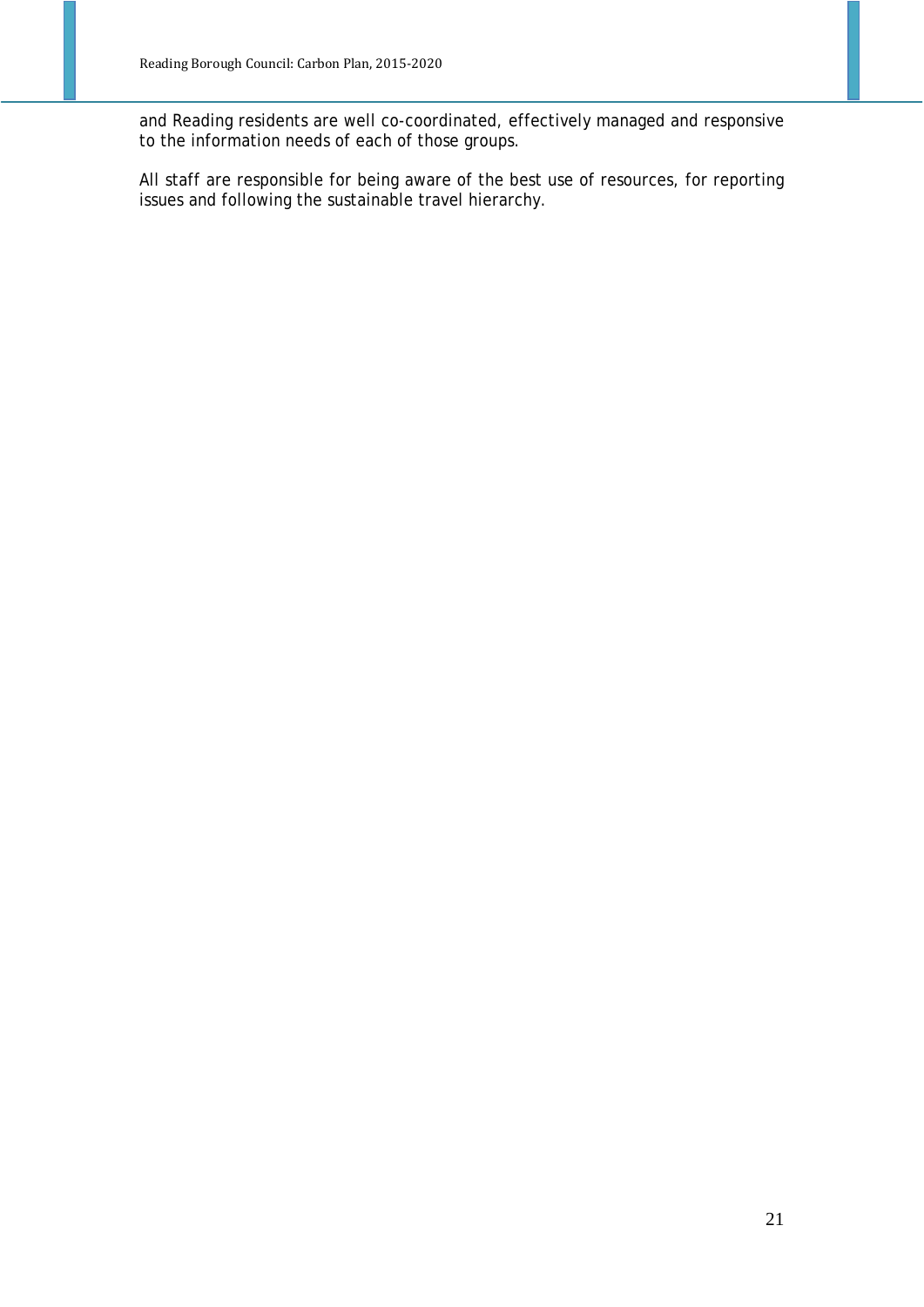and Reading residents are well co-coordinated, effectively managed and responsive to the information needs of each of those groups.

All staff are responsible for being aware of the best use of resources, for reporting issues and following the sustainable travel hierarchy.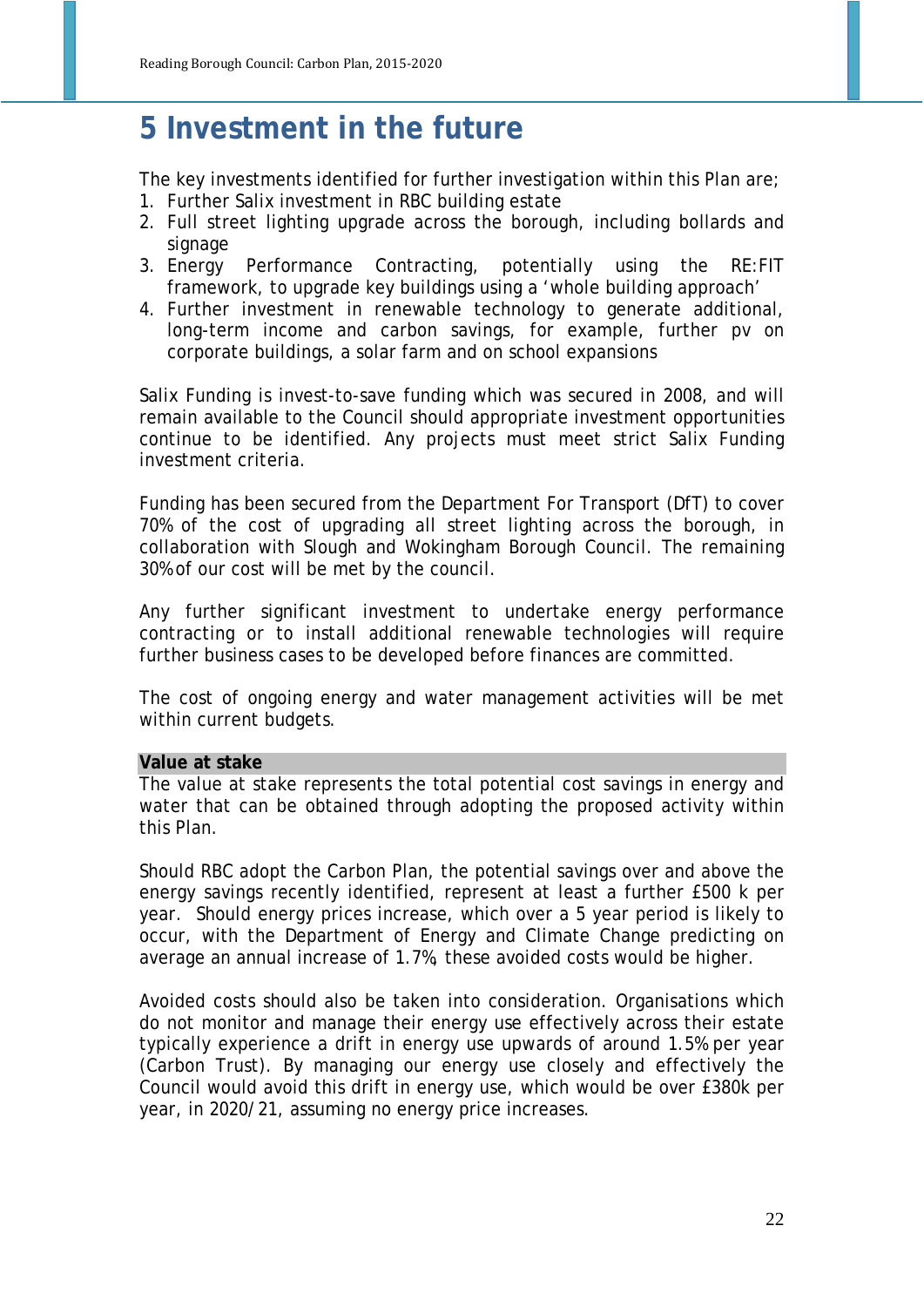# 5 Investment in the future

The key investments identified for further investigation within this Plan are;

1. Further Salix investment in RBC building estate
2. Full street lighting upgrade across the borough, including bollards and signage
3. Energy Performance Contracting, potentially using the RE:FIT framework, to upgrade key buildings using a 'whole building approach'
4. Further investment in renewable technology to generate additional, long-term income and carbon savings, for example, further pv on corporate buildings, a solar farm and on school expansions

Salix Funding is invest-to-save funding which was secured in 2008, and will remain available to the Council should appropriate investment opportunities continue to be identified. Any projects must meet strict Salix Funding investment criteria.

Funding has been secured from the Department For Transport (DfT) to cover 70% of the cost of upgrading all street lighting across the borough, in collaboration with Slough and Wokingham Borough Council. The remaining 30% of our cost will be met by the council.

Any further significant investment to undertake energy performance contracting or to install additional renewable technologies will require further business cases to be developed before finances are committed.

The cost of ongoing energy and water management activities will be met within current budgets.

**Value at stake**

The value at stake represents the total potential cost savings in energy and water that can be obtained through adopting the proposed activity within this Plan.

Should RBC adopt the Carbon Plan, the potential savings over and above the energy savings recently identified, represent at least a further £500 k per year. Should energy prices increase, which over a 5 year period is likely to occur, with the Department of Energy and Climate Change predicting on average an annual increase of 1.7%, these avoided costs would be higher.

Avoided costs should also be taken into consideration. Organisations which do not monitor and manage their energy use effectively across their estate typically experience a drift in energy use upwards of around 1.5% per year (Carbon Trust). By managing our energy use closely and effectively the Council would avoid this drift in energy use, which would be over £380k per year, in 2020/21, assuming no energy price increases.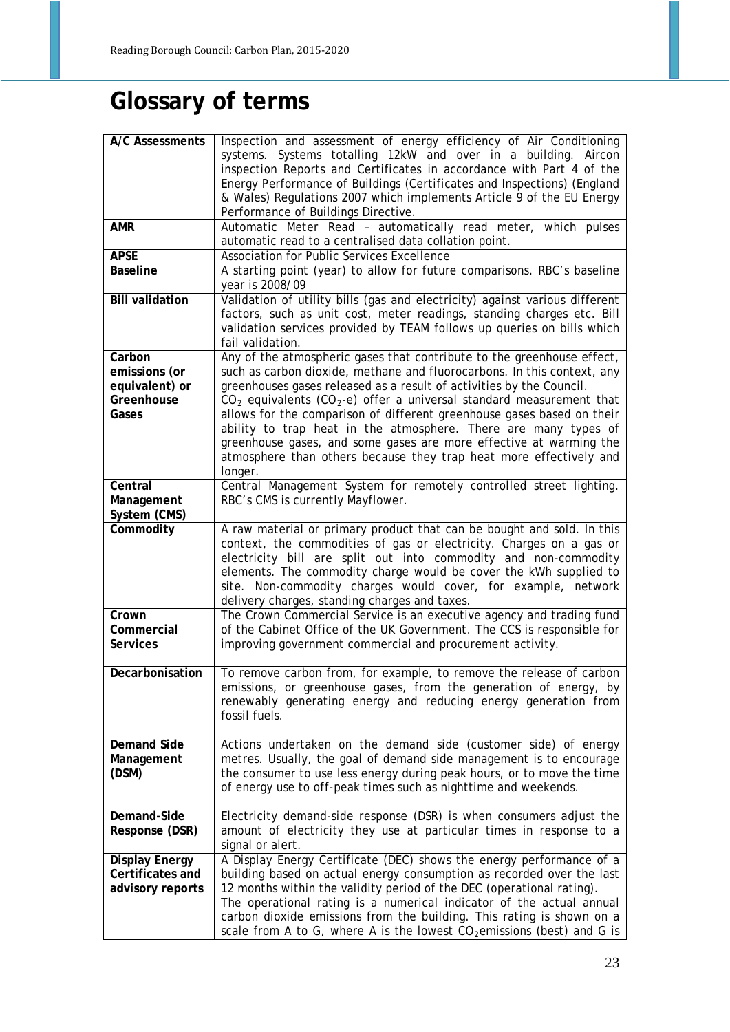# Glossary of terms

| | |
|---|---|
| **A/C Assessments** | Inspection and assessment of energy efficiency of Air Conditioning systems. Systems totalling 12kW and over in a building. Aircon inspection Reports and Certificates in accordance with Part 4 of the Energy Performance of Buildings (Certificates and Inspections) (England & Wales) Regulations 2007 which implements Article 9 of the EU Energy Performance of Buildings Directive. |
| **AMR** | Automatic Meter Read – automatically read meter, which pulses automatic read to a centralised data collation point. |
| **APSE** | Association for Public Services Excellence |
| **Baseline** | A starting point (year) to allow for future comparisons. RBC's baseline year is 2008/09 |
| **Bill validation** | Validation of utility bills (gas and electricity) against various different factors, such as unit cost, meter readings, standing charges etc. Bill validation services provided by TEAM follows up queries on bills which fail validation. |
| **Carbon emissions (or equivalent) or Greenhouse Gases** | Any of the atmospheric gases that contribute to the greenhouse effect, such as carbon dioxide, methane and fluorocarbons. In this context, any greenhouses gases released as a result of activities by the Council. $CO_2$ equivalents ($CO_2$-e) offer a universal standard measurement that allows for the comparison of different greenhouse gases based on their ability to trap heat in the atmosphere. There are many types of greenhouse gases, and some gases are more effective at warming the atmosphere than others because they trap heat more effectively and longer. |
| **Central Management System (CMS)** | Central Management System for remotely controlled street lighting. RBC's CMS is currently Mayflower. |
| **Commodity** | A raw material or primary product that can be bought and sold. In this context, the commodities of gas or electricity. Charges on a gas or electricity bill are split out into commodity and non-commodity elements. The commodity charge would be cover the kWh supplied to site. Non-commodity charges would cover, for example, network delivery charges, standing charges and taxes. |
| **Crown Commercial Services** | The Crown Commercial Service is an executive agency and trading fund of the Cabinet Office of the UK Government. The CCS is responsible for improving government commercial and procurement activity. |
| **Decarbonisation** | To remove carbon from, for example, to remove the release of carbon emissions, or greenhouse gases, from the generation of energy, by renewably generating energy and reducing energy generation from fossil fuels. |
| **Demand Side Management (DSM)** | Actions undertaken on the demand side (customer side) of energy metres. Usually, the goal of demand side management is to encourage the consumer to use less energy during peak hours, or to move the time of energy use to off-peak times such as nighttime and weekends. |
| **Demand-Side Response (DSR)** | Electricity demand-side response (DSR) is when consumers adjust the amount of electricity they use at particular times in response to a signal or alert. |
| **Display Energy Certificates and advisory reports** | A Display Energy Certificate (DEC) shows the energy performance of a building based on actual energy consumption as recorded over the last 12 months within the validity period of the DEC (operational rating). The operational rating is a numerical indicator of the actual annual carbon dioxide emissions from the building. This rating is shown on a scale from A to G, where A is the lowest $CO_2$emissions (best) and G is |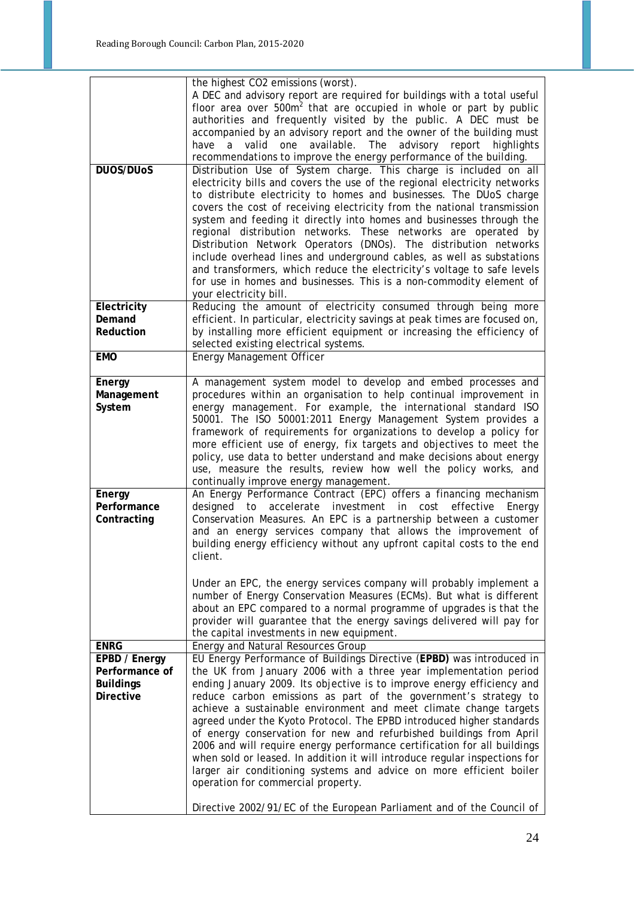| | |
|---|---|
| | the highest CO2 emissions (worst).<br>A DEC and advisory report are required for buildings with a total useful floor area over 500m$^2$ that are occupied in whole or part by public authorities and frequently visited by the public. A DEC must be accompanied by an advisory report and the owner of the building must have a valid one available. The advisory report highlights recommendations to improve the energy performance of the building. |
| **DUOS/DUoS** | Distribution Use of System charge. This charge is included on all electricity bills and covers the use of the regional electricity networks to distribute electricity to homes and businesses. The DUoS charge covers the cost of receiving electricity from the national transmission system and feeding it directly into homes and businesses through the regional distribution networks. These networks are operated by Distribution Network Operators (DNOs). The distribution networks include overhead lines and underground cables, as well as substations and transformers, which reduce the electricity's voltage to safe levels for use in homes and businesses. This is a non-commodity element of your electricity bill. |
| **Electricity Demand Reduction** | Reducing the amount of electricity consumed through being more efficient. In particular, electricity savings at peak times are focused on, by installing more efficient equipment or increasing the efficiency of selected existing electrical systems. |
| **EMO** | Energy Management Officer |
| **Energy Management System** | A management system model to develop and embed processes and procedures within an organisation to help continual improvement in energy management. For example, the international standard ISO 50001. The ISO 50001:2011 Energy Management System provides a framework of requirements for organizations to develop a policy for more efficient use of energy, fix targets and objectives to meet the policy, use data to better understand and make decisions about energy use, measure the results, review how well the policy works, and continually improve energy management. |
| **Energy Performance Contracting** | An Energy Performance Contract (EPC) offers a financing mechanism designed to accelerate investment in cost effective Energy Conservation Measures. An EPC is a partnership between a customer and an energy services company that allows the improvement of building energy efficiency without any upfront capital costs to the end client.<br><br>Under an EPC, the energy services company will probably implement a number of Energy Conservation Measures (ECMs). But what is different about an EPC compared to a normal programme of upgrades is that the provider will guarantee that the energy savings delivered will pay for the capital investments in new equipment. |
| **ENRG** | Energy and Natural Resources Group |
| **EPBD / Energy Performance of Buildings Directive** | EU Energy Performance of Buildings Directive (**EPBD)** was introduced in the UK from January 2006 with a three year implementation period ending January 2009. Its objective is to improve energy efficiency and reduce carbon emissions as part of the government's strategy to achieve a sustainable environment and meet climate change targets agreed under the Kyoto Protocol. The EPBD introduced higher standards of energy conservation for new and refurbished buildings from April 2006 and will require energy performance certification for all buildings when sold or leased. In addition it will introduce regular inspections for larger air conditioning systems and advice on more efficient boiler operation for commercial property.<br><br>Directive 2002/91/EC of the European Parliament and of the Council of |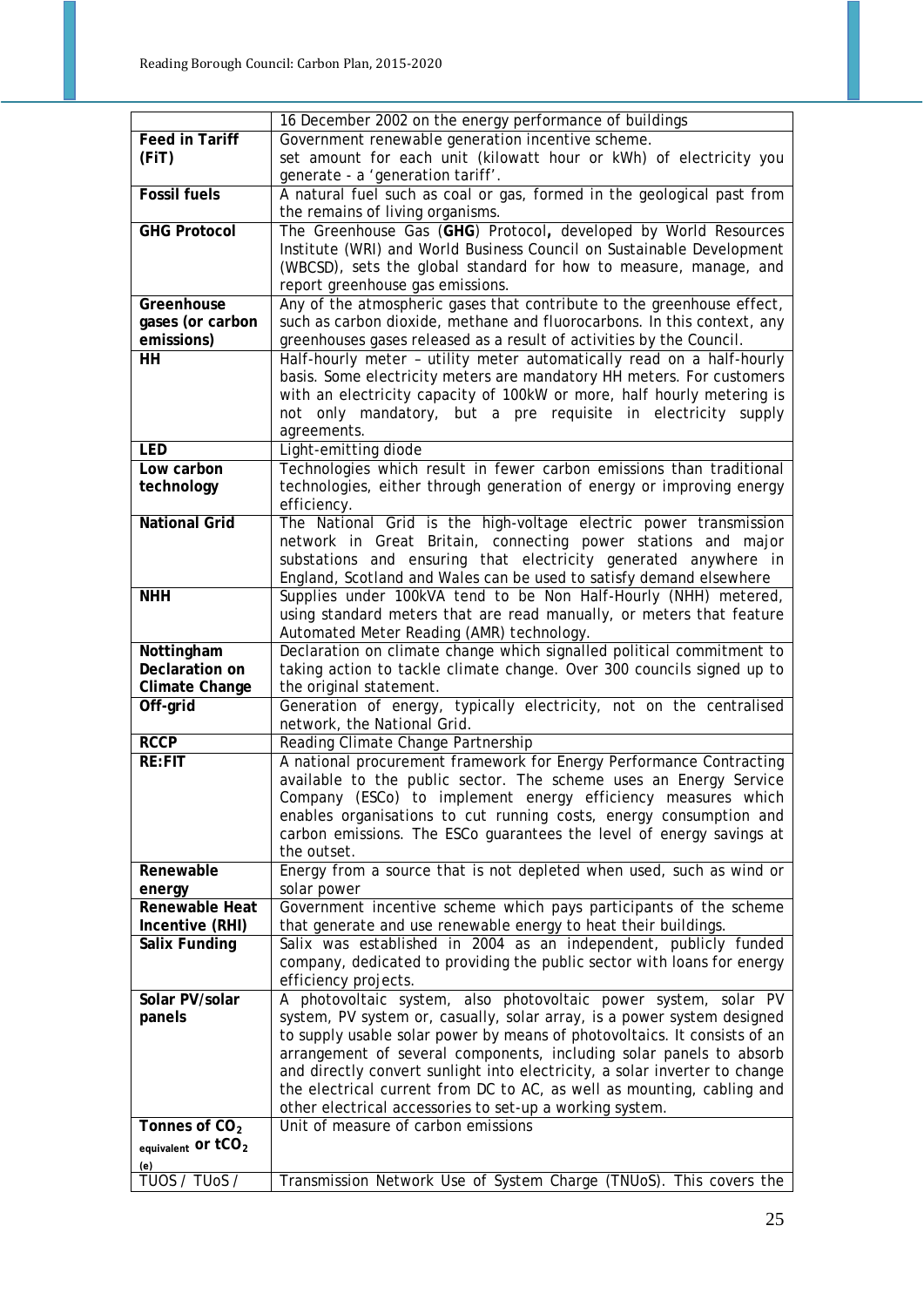| | |
|---|---|
| | 16 December 2002 on the energy performance of buildings |
| **Feed in Tariff (FiT)** | Government renewable generation incentive scheme. set amount for each unit (kilowatt hour or kWh) of electricity you generate - a 'generation tariff'. |
| **Fossil fuels** | A natural fuel such as coal or gas, formed in the geological past from the remains of living organisms. |
| **GHG Protocol** | The Greenhouse Gas (**GHG**) Protocol**,** developed by World Resources Institute (WRI) and World Business Council on Sustainable Development (WBCSD), sets the global standard for how to measure, manage, and report greenhouse gas emissions. |
| **Greenhouse gases (or carbon emissions)** | Any of the atmospheric gases that contribute to the greenhouse effect, such as carbon dioxide, methane and fluorocarbons. In this context, any greenhouses gases released as a result of activities by the Council. |
| **HH** | Half-hourly meter – utility meter automatically read on a half-hourly basis. Some electricity meters are mandatory HH meters. For customers with an electricity capacity of 100kW or more, half hourly metering is not only mandatory, but a pre requisite in electricity supply agreements. |
| **LED** | Light-emitting diode |
| **Low carbon technology** | Technologies which result in fewer carbon emissions than traditional technologies, either through generation of energy or improving energy efficiency. |
| **National Grid** | The National Grid is the high-voltage electric power transmission network in Great Britain, connecting power stations and major substations and ensuring that electricity generated anywhere in England, Scotland and Wales can be used to satisfy demand elsewhere |
| **NHH** | Supplies under 100kVA tend to be Non Half-Hourly (NHH) metered, using standard meters that are read manually, or meters that feature Automated Meter Reading (AMR) technology. |
| **Nottingham Declaration on Climate Change** | Declaration on climate change which signalled political commitment to taking action to tackle climate change. Over 300 councils signed up to the original statement. |
| **Off-grid** | Generation of energy, typically electricity, not on the centralised network, the National Grid. |
| **RCCP** | Reading Climate Change Partnership |
| **RE:FIT** | A national procurement framework for Energy Performance Contracting available to the public sector. The scheme uses an Energy Service Company (ESCo) to implement energy efficiency measures which enables organisations to cut running costs, energy consumption and carbon emissions. The ESCo guarantees the level of energy savings at the outset. |
| **Renewable energy** | Energy from a source that is not depleted when used, such as wind or solar power |
| **Renewable Heat Incentive (RHI)** | Government incentive scheme which pays participants of the scheme that generate and use renewable energy to heat their buildings. |
| **Salix Funding** | Salix was established in 2004 as an independent, publicly funded company, dedicated to providing the public sector with loans for energy efficiency projects. |
| **Solar PV/solar panels** | A photovoltaic system, also photovoltaic power system, solar PV system, PV system or, casually, solar array, is a power system designed to supply usable solar power by means of photovoltaics. It consists of an arrangement of several components, including solar panels to absorb and directly convert sunlight into electricity, a solar inverter to change the electrical current from DC to AC, as well as mounting, cabling and other electrical accessories to set-up a working system. |
| **Tonnes of $CO_2$ equivalent or $tCO_{2(e)}$** | Unit of measure of carbon emissions |
| TUOS / TUoS / | Transmission Network Use of System Charge (TNUoS). This covers the |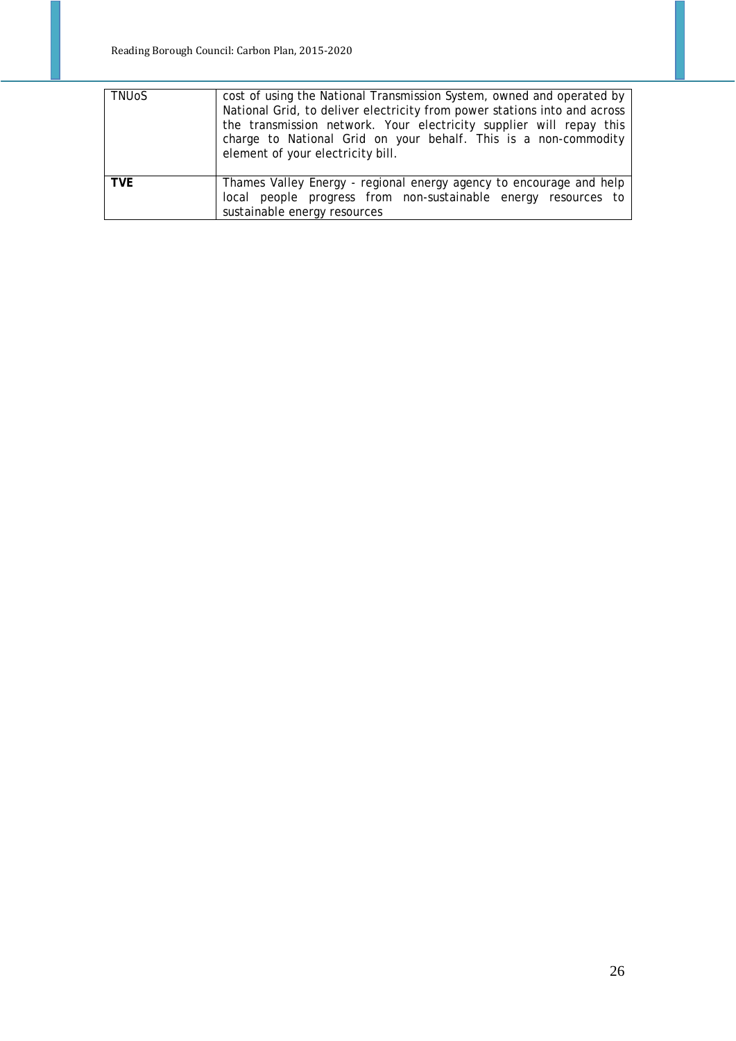| | |
|---|---|
| TNUoS | cost of using the National Transmission System, owned and operated by National Grid, to deliver electricity from power stations into and across the transmission network. Your electricity supplier will repay this charge to National Grid on your behalf. This is a non-commodity element of your electricity bill. |
| **TVE** | Thames Valley Energy - regional energy agency to encourage and help local people progress from non-sustainable energy resources to sustainable energy resources |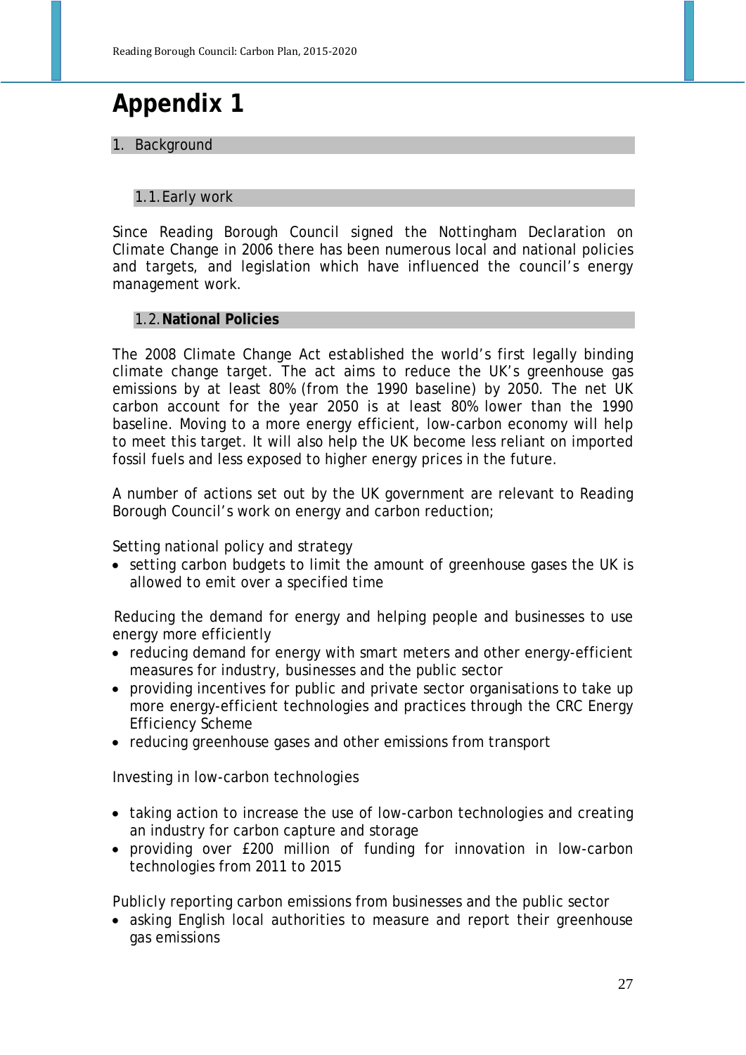# Appendix 1

## 1. Background

### 1.1. Early work

Since Reading Borough Council signed the Nottingham Declaration on Climate Change in 2006 there has been numerous local and national policies and targets, and legislation which have influenced the council's energy management work.

### 1.2. **National Policies**

The 2008 Climate Change Act established the world's first legally binding climate change target. The act aims to reduce the UK's greenhouse gas emissions by at least 80% (from the 1990 baseline) by 2050. The net UK carbon account for the year 2050 is at least 80% lower than the 1990 baseline. Moving to a more energy efficient, low-carbon economy will help to meet this target. It will also help the UK become less reliant on imported fossil fuels and less exposed to higher energy prices in the future.

A number of actions set out by the UK government are relevant to Reading Borough Council's work on energy and carbon reduction;

Setting national policy and strategy

- setting carbon budgets to limit the amount of greenhouse gases the UK is allowed to emit over a specified time

Reducing the demand for energy and helping people and businesses to use energy more efficiently

- reducing demand for energy with smart meters and other energy-efficient measures for industry, businesses and the public sector
- providing incentives for public and private sector organisations to take up more energy-efficient technologies and practices through the CRC Energy Efficiency Scheme
- reducing greenhouse gases and other emissions from transport

Investing in low-carbon technologies

- taking action to increase the use of low-carbon technologies and creating an industry for carbon capture and storage
- providing over £200 million of funding for innovation in low-carbon technologies from 2011 to 2015

Publicly reporting carbon emissions from businesses and the public sector

- asking English local authorities to measure and report their greenhouse gas emissions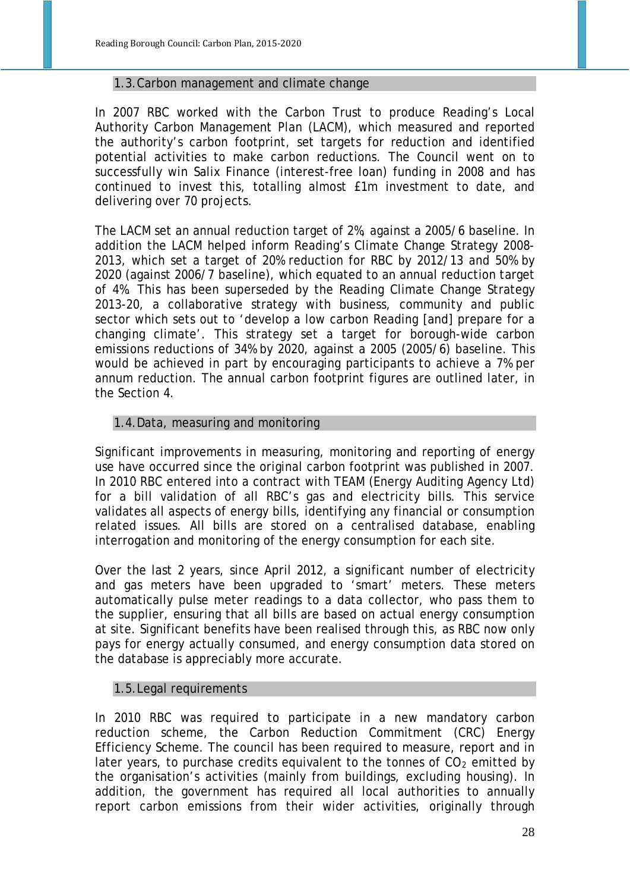## 1.3. Carbon management and climate change

In 2007 RBC worked with the Carbon Trust to produce Reading's Local Authority Carbon Management Plan (LACM), which measured and reported the authority's carbon footprint, set targets for reduction and identified potential activities to make carbon reductions. The Council went on to successfully win Salix Finance (interest-free loan) funding in 2008 and has continued to invest this, totalling almost £1m investment to date, and delivering over 70 projects.

The LACM set an annual reduction target of 2%, against a 2005/6 baseline. In addition the LACM helped inform Reading's Climate Change Strategy 2008-2013, which set a target of 20% reduction for RBC by 2012/13 and 50% by 2020 (against 2006/7 baseline), which equated to an annual reduction target of 4%. This has been superseded by the Reading Climate Change Strategy 2013-20, a collaborative strategy with business, community and public sector which sets out to 'develop a low carbon Reading [and] prepare for a changing climate'. This strategy set a target for borough-wide carbon emissions reductions of 34% by 2020, against a 2005 (2005/6) baseline. This would be achieved in part by encouraging participants to achieve a 7% per annum reduction. The annual carbon footprint figures are outlined later, in the Section 4.

## 1.4. Data, measuring and monitoring

Significant improvements in measuring, monitoring and reporting of energy use have occurred since the original carbon footprint was published in 2007. In 2010 RBC entered into a contract with TEAM (Energy Auditing Agency Ltd) for a bill validation of all RBC's gas and electricity bills. This service validates all aspects of energy bills, identifying any financial or consumption related issues. All bills are stored on a centralised database, enabling interrogation and monitoring of the energy consumption for each site.

Over the last 2 years, since April 2012, a significant number of electricity and gas meters have been upgraded to 'smart' meters. These meters automatically pulse meter readings to a data collector, who pass them to the supplier, ensuring that all bills are based on actual energy consumption at site. Significant benefits have been realised through this, as RBC now only pays for energy actually consumed, and energy consumption data stored on the database is appreciably more accurate.

## 1.5. Legal requirements

In 2010 RBC was required to participate in a new mandatory carbon reduction scheme, the Carbon Reduction Commitment (CRC) Energy Efficiency Scheme. The council has been required to measure, report and in later years, to purchase credits equivalent to the tonnes of $CO_2$ emitted by the organisation's activities (mainly from buildings, excluding housing). In addition, the government has required all local authorities to annually report carbon emissions from their wider activities, originally through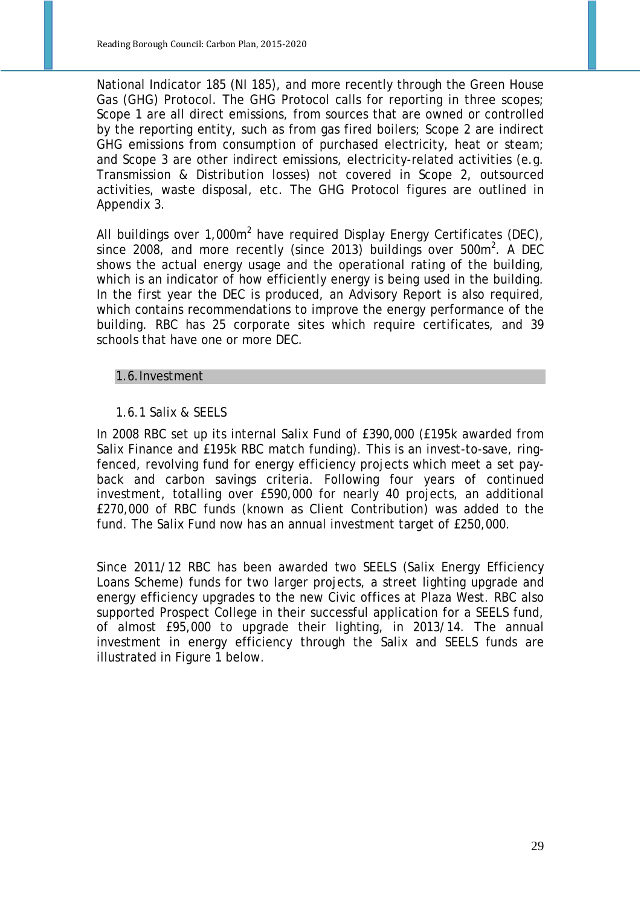National Indicator 185 (NI 185), and more recently through the Green House Gas (GHG) Protocol. The GHG Protocol calls for reporting in three scopes; Scope 1 are all direct emissions, from sources that are owned or controlled by the reporting entity, such as from gas fired boilers; Scope 2 are indirect GHG emissions from consumption of purchased electricity, heat or steam; and Scope 3 are other indirect emissions, electricity-related activities (e.g. Transmission & Distribution losses) not covered in Scope 2, outsourced activities, waste disposal, etc. The GHG Protocol figures are outlined in Appendix 3.

All buildings over 1,000m$^2$ have required Display Energy Certificates (DEC), since 2008, and more recently (since 2013) buildings over 500m$^2$. A DEC shows the actual energy usage and the operational rating of the building, which is an indicator of how efficiently energy is being used in the building. In the first year the DEC is produced, an Advisory Report is also required, which contains recommendations to improve the energy performance of the building. RBC has 25 corporate sites which require certificates, and 39 schools that have one or more DEC.

## 1.6. Investment

### 1.6.1 Salix & SEELS

In 2008 RBC set up its internal Salix Fund of £390,000 (£195k awarded from Salix Finance and £195k RBC match funding). This is an invest-to-save, ring-fenced, revolving fund for energy efficiency projects which meet a set pay-back and carbon savings criteria. Following four years of continued investment, totalling over £590,000 for nearly 40 projects, an additional £270,000 of RBC funds (known as Client Contribution) was added to the fund. The Salix Fund now has an annual investment target of £250,000.

Since 2011/12 RBC has been awarded two SEELS (Salix Energy Efficiency Loans Scheme) funds for two larger projects, a street lighting upgrade and energy efficiency upgrades to the new Civic offices at Plaza West. RBC also supported Prospect College in their successful application for a SEELS fund, of almost £95,000 to upgrade their lighting, in 2013/14. The annual investment in energy efficiency through the Salix and SEELS funds are illustrated in Figure 1 below.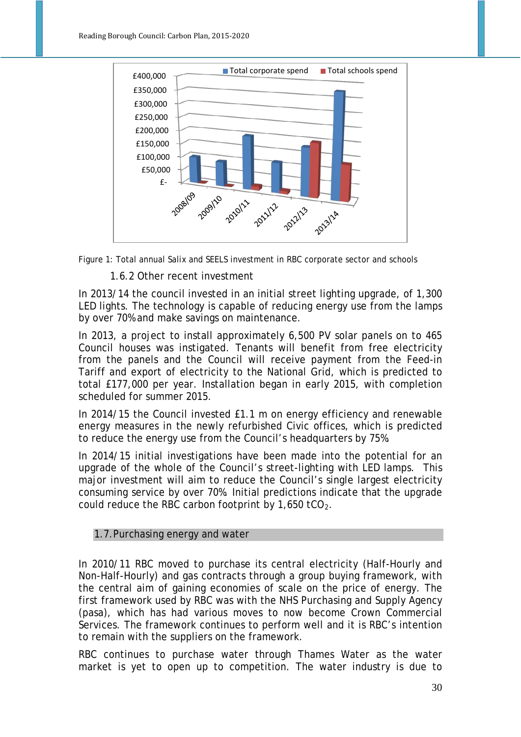Figure 1: Total annual Salix and SEELS investment in RBC corporate sector and schools

### 1.6.2 Other recent investment

In 2013/14 the council invested in an initial street lighting upgrade, of 1,300 LED lights. The technology is capable of reducing energy use from the lamps by over 70% and make savings on maintenance.

In 2013, a project to install approximately 6,500 PV solar panels on to 465 Council houses was instigated. Tenants will benefit from free electricity from the panels and the Council will receive payment from the Feed-in Tariff and export of electricity to the National Grid, which is predicted to total £177,000 per year. Installation began in early 2015, with completion scheduled for summer 2015.

In 2014/15 the Council invested £1.1 m on energy efficiency and renewable energy measures in the newly refurbished Civic offices, which is predicted to reduce the energy use from the Council's headquarters by 75%.

In 2014/15 initial investigations have been made into the potential for an upgrade of the whole of the Council's street-lighting with LED lamps. This major investment will aim to reduce the Council's single largest electricity consuming service by over 70%. Initial predictions indicate that the upgrade could reduce the RBC carbon footprint by 1,650 $tCO_2$.

## 1.7. Purchasing energy and water

In 2010/11 RBC moved to purchase its central electricity (Half-Hourly and Non-Half-Hourly) and gas contracts through a group buying framework, with the central aim of gaining economies of scale on the price of energy. The first framework used by RBC was with the NHS Purchasing and Supply Agency (pasa), which has had various moves to now become Crown Commercial Services. The framework continues to perform well and it is RBC's intention to remain with the suppliers on the framework.

RBC continues to purchase water through Thames Water as the water market is yet to open up to competition. The water industry is due to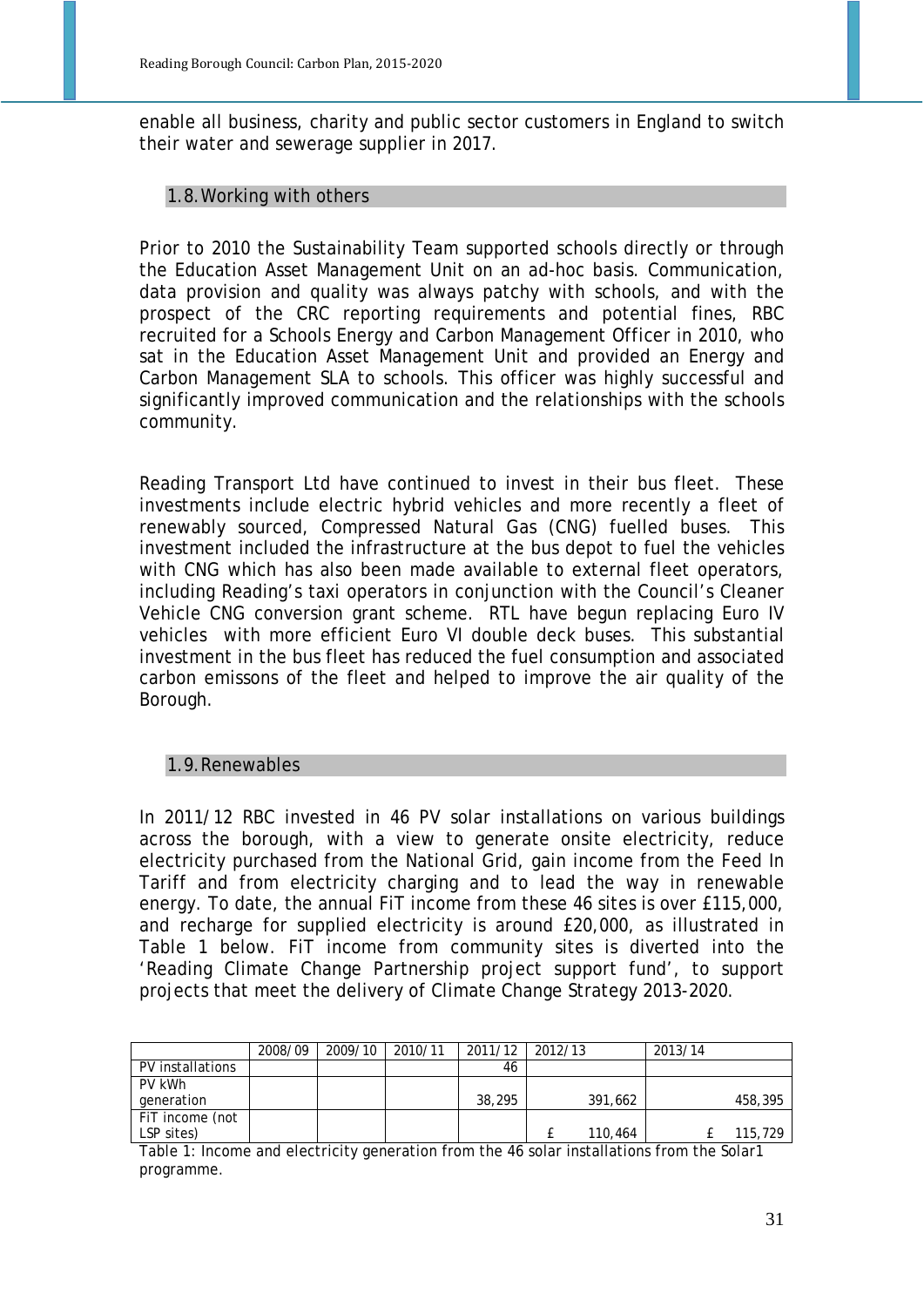enable all business, charity and public sector customers in England to switch their water and sewerage supplier in 2017.

## 1.8. Working with others

Prior to 2010 the Sustainability Team supported schools directly or through the Education Asset Management Unit on an ad-hoc basis. Communication, data provision and quality was always patchy with schools, and with the prospect of the CRC reporting requirements and potential fines, RBC recruited for a Schools Energy and Carbon Management Officer in 2010, who sat in the Education Asset Management Unit and provided an Energy and Carbon Management SLA to schools. This officer was highly successful and significantly improved communication and the relationships with the schools community.

Reading Transport Ltd have continued to invest in their bus fleet. These investments include electric hybrid vehicles and more recently a fleet of renewably sourced, Compressed Natural Gas (CNG) fuelled buses. This investment included the infrastructure at the bus depot to fuel the vehicles with CNG which has also been made available to external fleet operators, including Reading's taxi operators in conjunction with the Council's Cleaner Vehicle CNG conversion grant scheme. RTL have begun replacing Euro IV vehicles with more efficient Euro VI double deck buses. This substantial investment in the bus fleet has reduced the fuel consumption and associated carbon emissons of the fleet and helped to improve the air quality of the Borough.

## 1.9. Renewables

In 2011/12 RBC invested in 46 PV solar installations on various buildings across the borough, with a view to generate onsite electricity, reduce electricity purchased from the National Grid, gain income from the Feed In Tariff and from electricity charging and to lead the way in renewable energy. To date, the annual FiT income from these 46 sites is over £115,000, and recharge for supplied electricity is around £20,000, as illustrated in Table 1 below. FiT income from community sites is diverted into the 'Reading Climate Change Partnership project support fund', to support projects that meet the delivery of Climate Change Strategy 2013-2020.

| | 2008/09 | 2009/10 | 2010/11 | 2011/12 | 2012/13 | 2013/14 |
|---|---|---|---|---|---|---|
| PV installations | | | | 46 | | |
| PV kWh generation | | | | 38,295 | 391,662 | 458,395 |
| FiT income (not LSP sites) | | | | | £ 110,464 | £ 115,729 |

Table 1: Income and electricity generation from the 46 solar installations from the Solar1 programme.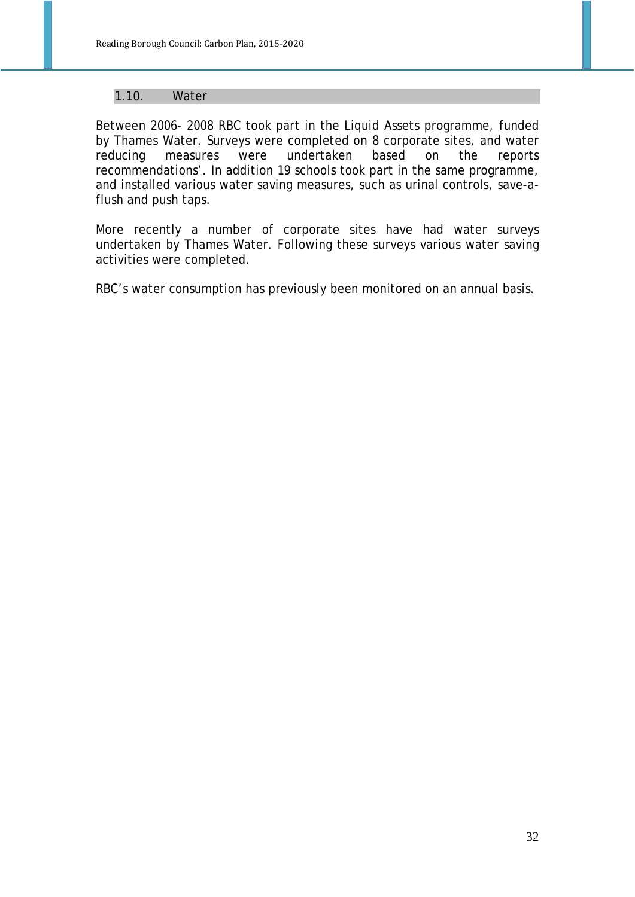## 1.10. Water

Between 2006- 2008 RBC took part in the Liquid Assets programme, funded by Thames Water. Surveys were completed on 8 corporate sites, and water reducing measures were undertaken based on the reports recommendations'. In addition 19 schools took part in the same programme, and installed various water saving measures, such as urinal controls, save-a-flush and push taps.

More recently a number of corporate sites have had water surveys undertaken by Thames Water. Following these surveys various water saving activities were completed.

RBC's water consumption has previously been monitored on an annual basis.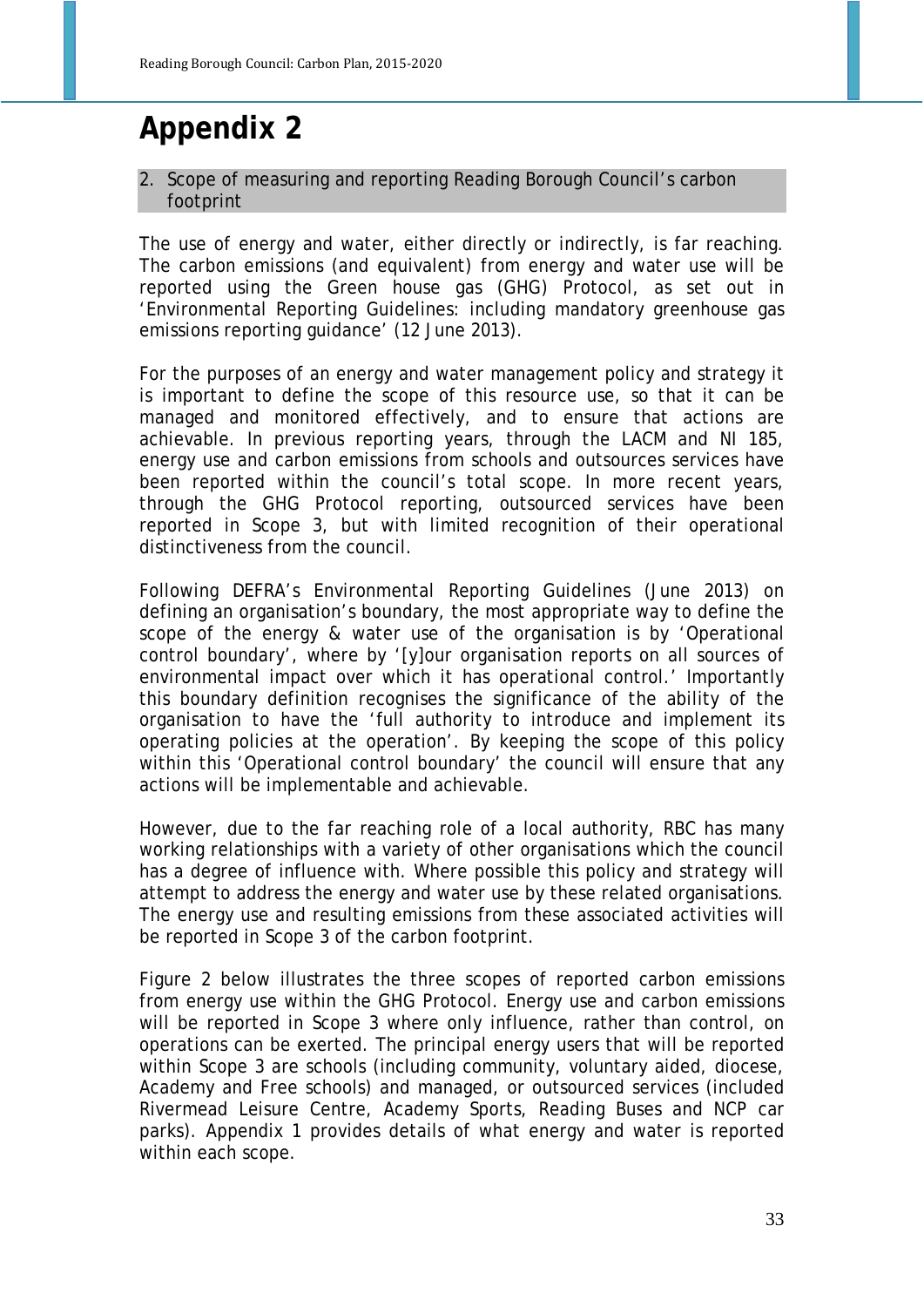# Appendix 2

## 2. Scope of measuring and reporting Reading Borough Council's carbon footprint

The use of energy and water, either directly or indirectly, is far reaching. The carbon emissions (and equivalent) from energy and water use will be reported using the Green house gas (GHG) Protocol, as set out in 'Environmental Reporting Guidelines: including mandatory greenhouse gas emissions reporting guidance' (12 June 2013).

For the purposes of an energy and water management policy and strategy it is important to define the scope of this resource use, so that it can be managed and monitored effectively, and to ensure that actions are achievable. In previous reporting years, through the LACM and NI 185, energy use and carbon emissions from schools and outsources services have been reported within the council's total scope. In more recent years, through the GHG Protocol reporting, outsourced services have been reported in Scope 3, but with limited recognition of their operational distinctiveness from the council.

Following DEFRA's Environmental Reporting Guidelines (June 2013) on defining an organisation's boundary, the most appropriate way to define the scope of the energy & water use of the organisation is by 'Operational control boundary', where by '[y]our organisation reports on all sources of environmental impact over which it has operational control.' Importantly this boundary definition recognises the significance of the ability of the organisation to have the 'full authority to introduce and implement its operating policies at the operation'. By keeping the scope of this policy within this 'Operational control boundary' the council will ensure that any actions will be implementable and achievable.

However, due to the far reaching role of a local authority, RBC has many working relationships with a variety of other organisations which the council has a degree of influence with. Where possible this policy and strategy will attempt to address the energy and water use by these related organisations. The energy use and resulting emissions from these associated activities will be reported in Scope 3 of the carbon footprint.

Figure 2 below illustrates the three scopes of reported carbon emissions from energy use within the GHG Protocol. Energy use and carbon emissions will be reported in Scope 3 where only influence, rather than control, on operations can be exerted. The principal energy users that will be reported within Scope 3 are schools (including community, voluntary aided, diocese, Academy and Free schools) and managed, or outsourced services (included Rivermead Leisure Centre, Academy Sports, Reading Buses and NCP car parks). Appendix 1 provides details of what energy and water is reported within each scope.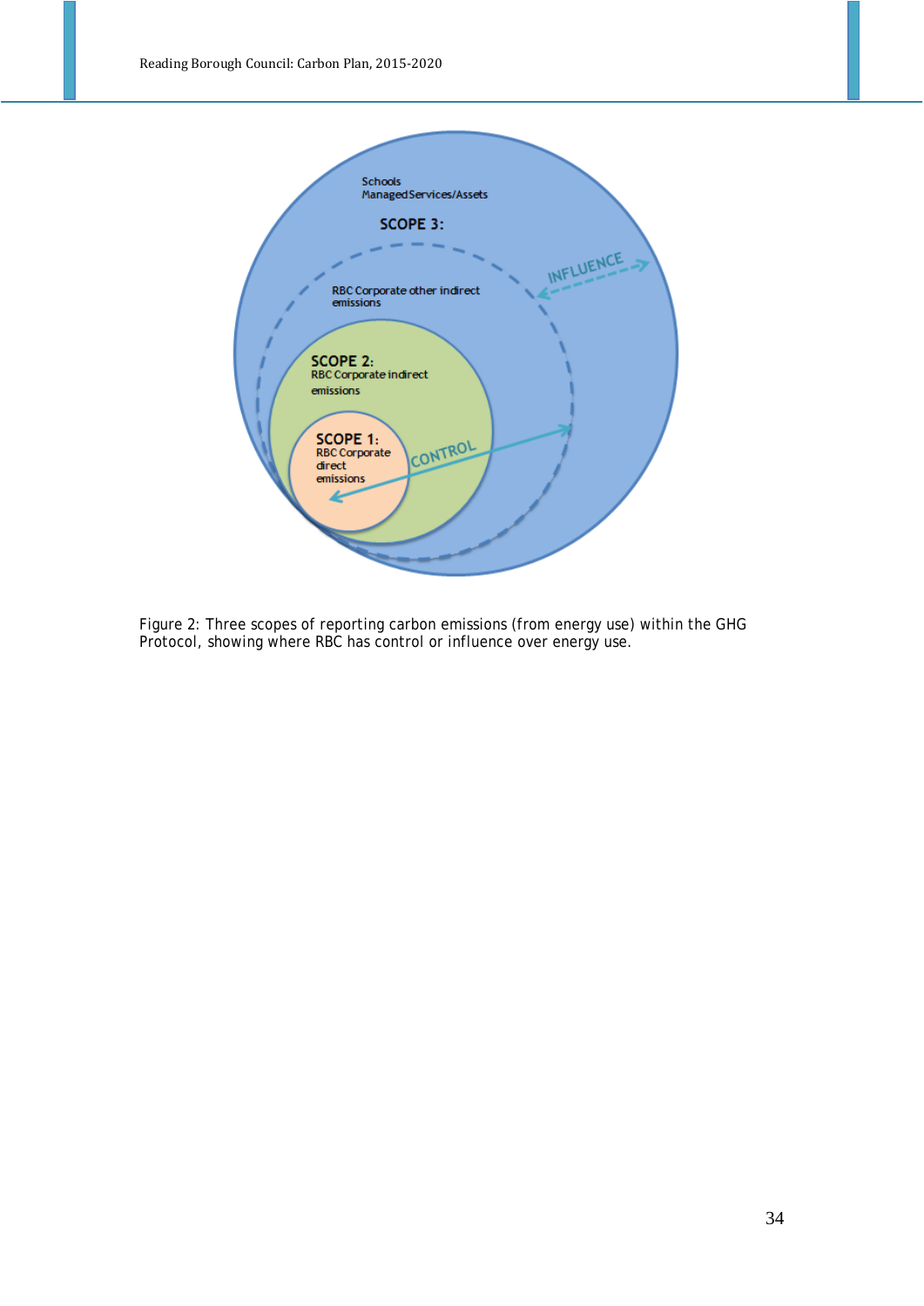Schools
Managed Services/Assets

SCOPE 3:

RBC Corporate other indirect emissions

INFLUENCE

SCOPE 2:
RBC Corporate indirect emissions

SCOPE 1:
RBC Corporate direct emissions

CONTROL

Figure 2: Three scopes of reporting carbon emissions (from energy use) within the GHG Protocol, showing where RBC has control or influence over energy use.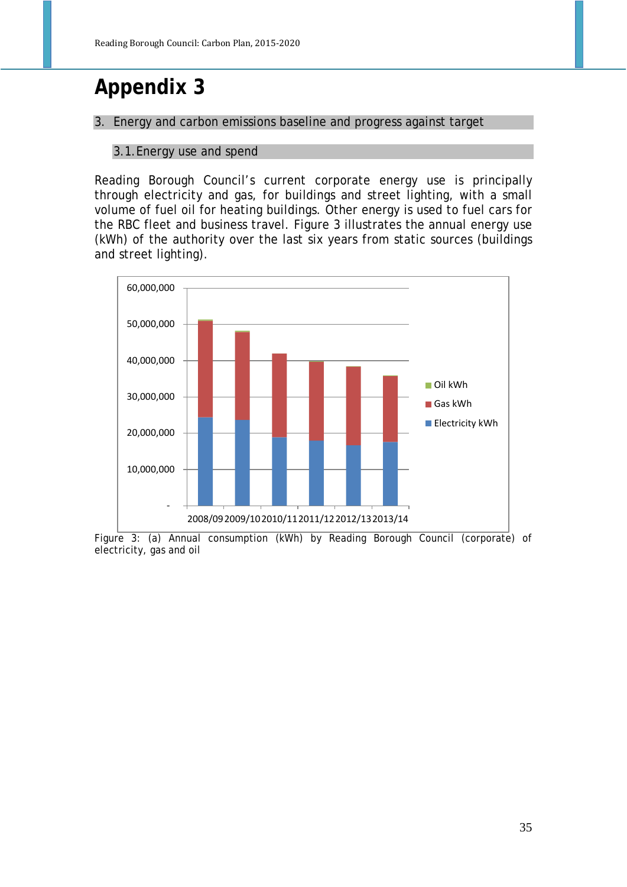# Appendix 3

## 3. Energy and carbon emissions baseline and progress against target

### 3.1. Energy use and spend

Reading Borough Council's current corporate energy use is principally through electricity and gas, for buildings and street lighting, with a small volume of fuel oil for heating buildings. Other energy is used to fuel cars for the RBC fleet and business travel. Figure 3 illustrates the annual energy use (kWh) of the authority over the last six years from static sources (buildings and street lighting).

Figure 3: (a) Annual consumption (kWh) by Reading Borough Council (corporate) of electricity, gas and oil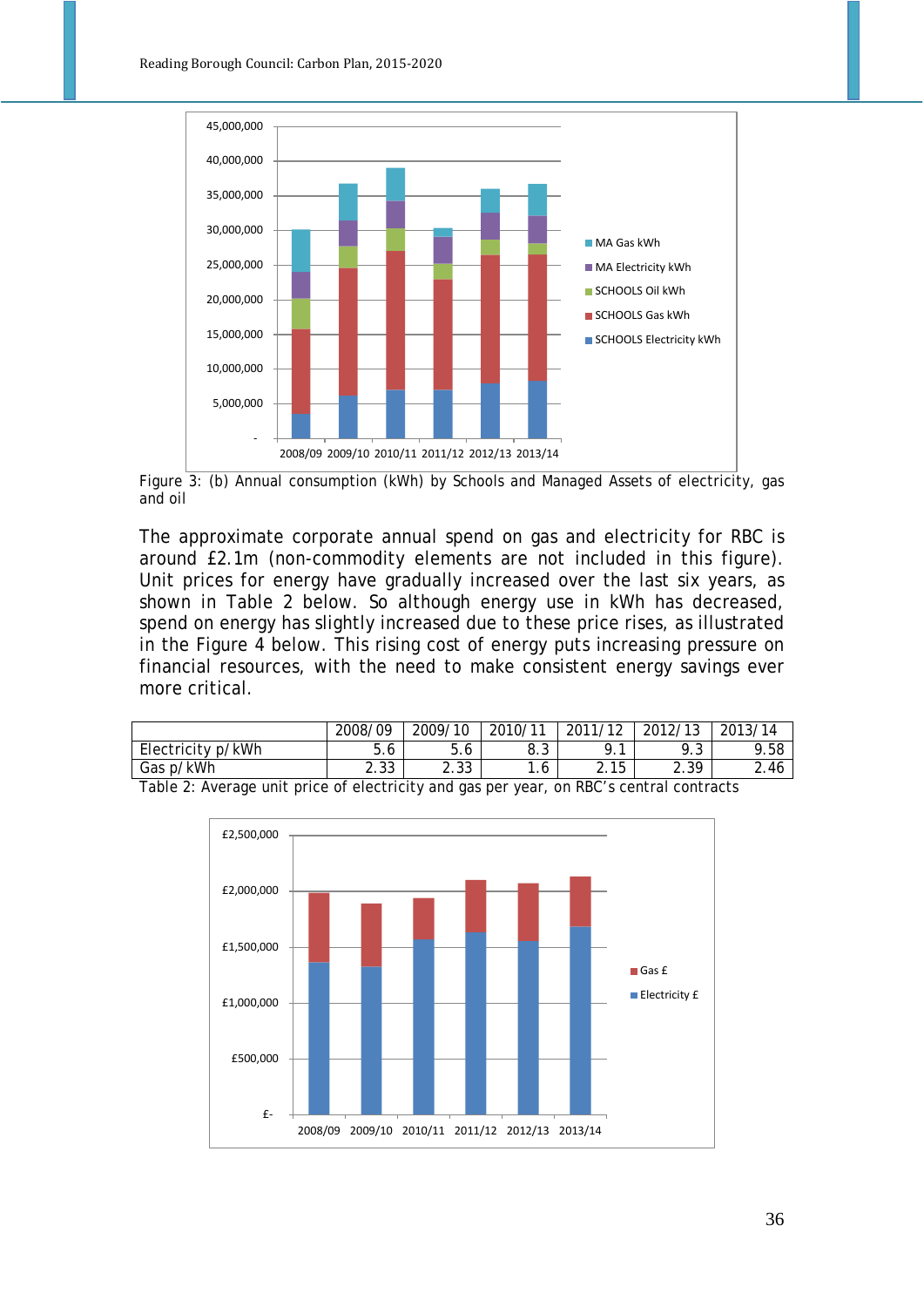Figure 3: (b) Annual consumption (kWh) by Schools and Managed Assets of electricity, gas and oil

The approximate corporate annual spend on gas and electricity for RBC is around £2.1m (non-commodity elements are not included in this figure). Unit prices for energy have gradually increased over the last six years, as shown in Table 2 below. So although energy use in kWh has decreased, spend on energy has slightly increased due to these price rises, as illustrated in the Figure 4 below. This rising cost of energy puts increasing pressure on financial resources, with the need to make consistent energy savings ever more critical.

| | 2008/09 | 2009/10 | 2010/11 | 2011/12 | 2012/13 | 2013/14 |
|---|---|---|---|---|---|---|
| Electricity p/kWh | 5.6 | 5.6 | 8.3 | 9.1 | 9.3 | 9.58 |
| Gas p/kWh | 2.33 | 2.33 | 1.6 | 2.15 | 2.39 | 2.46 |

Table 2: Average unit price of electricity and gas per year, on RBC's central contracts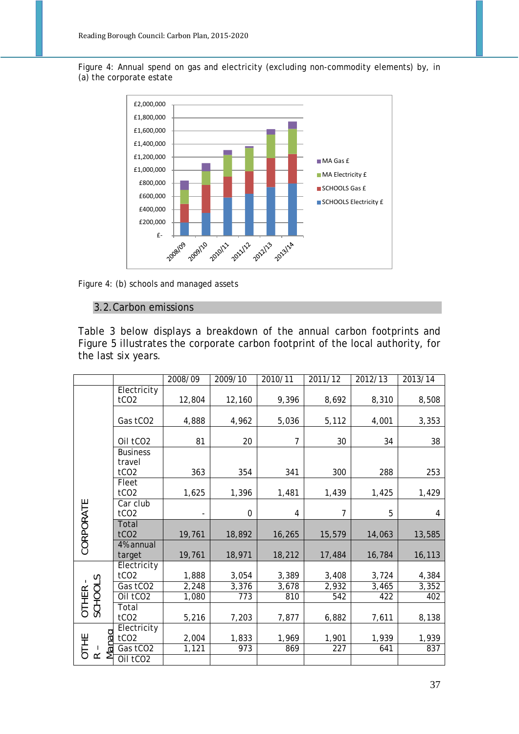Figure 4: Annual spend on gas and electricity (excluding non-commodity elements) by, in (a) the corporate estate

Figure 4: (b) schools and managed assets

## 3.2. Carbon emissions

Table 3 below displays a breakdown of the annual carbon footprints and Figure 5 illustrates the corporate carbon footprint of the local authority, for the last six years.

| | | 2008/09 | 2009/10 | 2010/11 | 2011/12 | 2012/13 | 2013/14 |
|---|---|---|---|---|---|---|---|
| CORPORATE | Electricity $tCO_2$ | 12,804 | 12,160 | 9,396 | 8,692 | 8,310 | 8,508 |
| | Gas $tCO_2$ | 4,888 | 4,962 | 5,036 | 5,112 | 4,001 | 3,353 |
| | Oil $tCO_2$ | 81 | 20 | 7 | 30 | 34 | 38 |
| | Business travel $tCO_2$ | 363 | 354 | 341 | 300 | 288 | 253 |
| | Fleet $tCO_2$ | 1,625 | 1,396 | 1,481 | 1,439 | 1,425 | 1,429 |
| | Car club $tCO_2$ | - | 0 | 4 | 7 | 5 | 4 |
| | Total $tCO_2$ | 19,761 | 18,892 | 16,265 | 15,579 | 14,063 | 13,585 |
| | 4% annual target | 19,761 | 18,971 | 18,212 | 17,484 | 16,784 | 16,113 |
| OTHER - SCHOOLS | Electricity $tCO_2$ | 1,888 | 3,054 | 3,389 | 3,408 | 3,724 | 4,384 |
| | Gas $tCO_2$ | 2,248 | 3,376 | 3,678 | 2,932 | 3,465 | 3,352 |
| | Oil $tCO_2$ | 1,080 | 773 | 810 | 542 | 422 | 402 |
| | Total $tCO_2$ | 5,216 | 7,203 | 7,877 | 6,882 | 7,611 | 8,138 |
| OTHER – Manag | Electricity $tCO_2$ | 2,004 | 1,833 | 1,969 | 1,901 | 1,939 | 1,939 |
| | Gas $tCO_2$ | 1,121 | 973 | 869 | 227 | 641 | 837 |
| | Oil $tCO_2$ | | | | | | |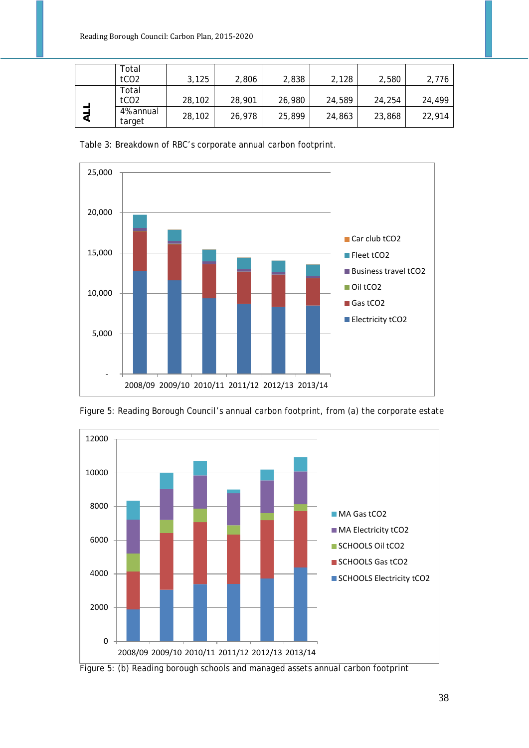|  | Total $tCO_2$ | 3,125 | 2,806 | 2,838 | 2,128 | 2,580 | 2,776 |
|---|---|---|---|---|---|---|---|
| ALL | Total $tCO_2$ | 28,102 | 28,901 | 26,980 | 24,589 | 24,254 | 24,499 |
|  | 4% annual target | 28,102 | 26,978 | 25,899 | 24,863 | 23,868 | 22,914 |

Table 3: Breakdown of RBC's corporate annual carbon footprint.

Figure 5: Reading Borough Council's annual carbon footprint, from (a) the corporate estate

Figure 5: (b) Reading borough schools and managed assets annual carbon footprint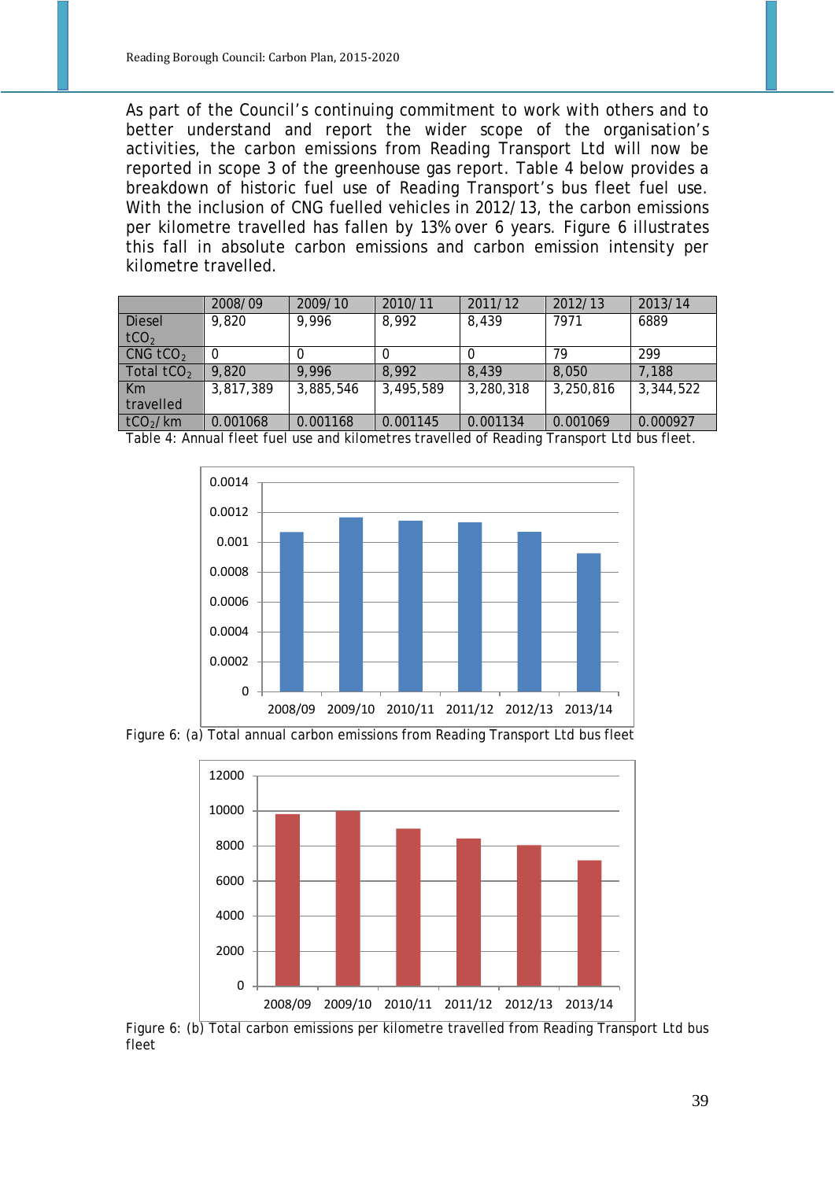As part of the Council's continuing commitment to work with others and to better understand and report the wider scope of the organisation's activities, the carbon emissions from Reading Transport Ltd will now be reported in scope 3 of the greenhouse gas report. Table 4 below provides a breakdown of historic fuel use of Reading Transport's bus fleet fuel use. With the inclusion of CNG fuelled vehicles in 2012/13, the carbon emissions per kilometre travelled has fallen by 13% over 6 years. Figure 6 illustrates this fall in absolute carbon emissions and carbon emission intensity per kilometre travelled.

| | 2008/09 | 2009/10 | 2010/11 | 2011/12 | 2012/13 | 2013/14 |
|---|---|---|---|---|---|---|
| Diesel $tCO_2$ | 9,820 | 9,996 | 8,992 | 8,439 | 7971 | 6889 |
| CNG $tCO_2$ | 0 | 0 | 0 | 0 | 79 | 299 |
| Total $tCO_2$ | 9,820 | 9,996 | 8,992 | 8,439 | 8,050 | 7,188 |
| Km travelled | 3,817,389 | 3,885,546 | 3,495,589 | 3,280,318 | 3,250,816 | 3,344,522 |
| $tCO_2$/km | 0.001068 | 0.001168 | 0.001145 | 0.001134 | 0.001069 | 0.000927 |

Table 4: Annual fleet fuel use and kilometres travelled of Reading Transport Ltd bus fleet.

Figure 6: (a) Total annual carbon emissions from Reading Transport Ltd bus fleet

Figure 6: (b) Total carbon emissions per kilometre travelled from Reading Transport Ltd bus fleet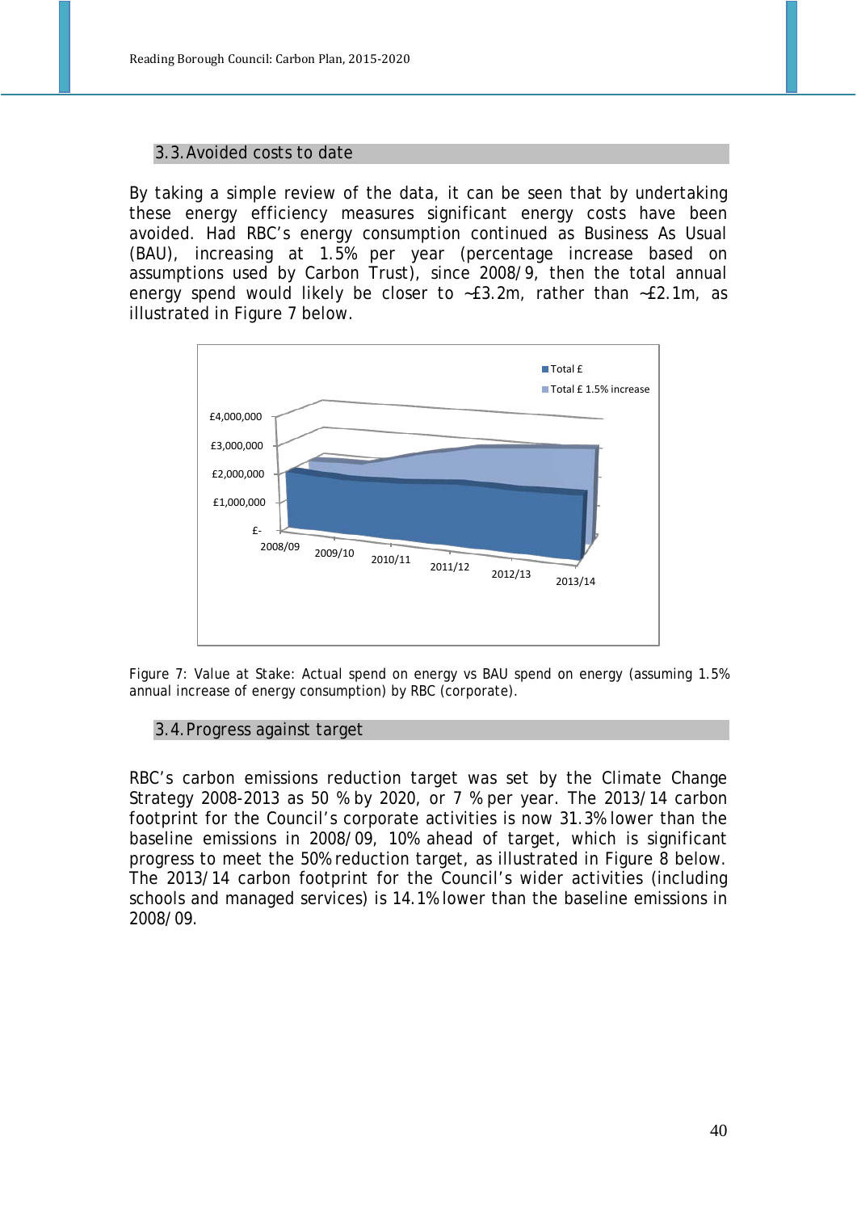## 3.3. Avoided costs to date

By taking a simple review of the data, it can be seen that by undertaking these energy efficiency measures significant energy costs have been avoided. Had RBC's energy consumption continued as Business As Usual (BAU), increasing at 1.5% per year (percentage increase based on assumptions used by Carbon Trust), since 2008/9, then the total annual energy spend would likely be closer to ~£3.2m, rather than ~£2.1m, as illustrated in Figure 7 below.

Figure 7: Value at Stake: Actual spend on energy vs BAU spend on energy (assuming 1.5% annual increase of energy consumption) by RBC (corporate).

## 3.4. Progress against target

RBC's carbon emissions reduction target was set by the Climate Change Strategy 2008-2013 as 50 % by 2020, or 7 % per year. The 2013/14 carbon footprint for the Council's corporate activities is now 31.3% lower than the baseline emissions in 2008/09, 10% ahead of target, which is significant progress to meet the 50% reduction target, as illustrated in Figure 8 below. The 2013/14 carbon footprint for the Council's wider activities (including schools and managed services) is 14.1% lower than the baseline emissions in 2008/09.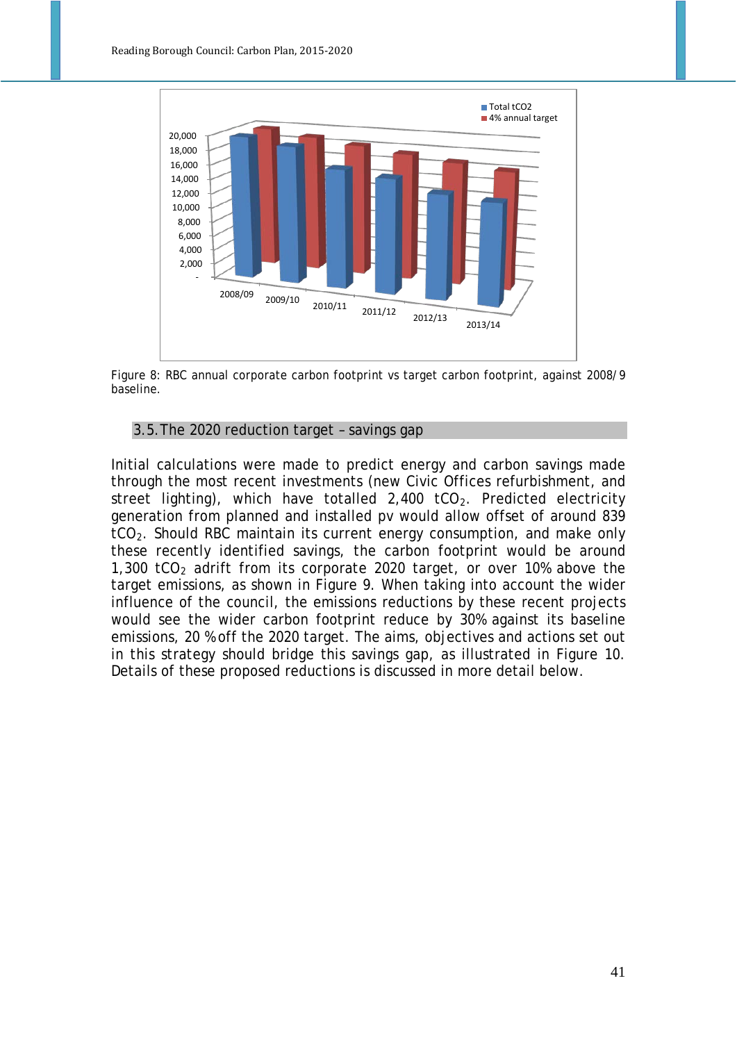Figure 8: RBC annual corporate carbon footprint vs target carbon footprint, against 2008/9 baseline.

## 3.5. The 2020 reduction target – savings gap

Initial calculations were made to predict energy and carbon savings made through the most recent investments (new Civic Offices refurbishment, and street lighting), which have totalled 2,400 $tCO_2$. Predicted electricity generation from planned and installed pv would allow offset of around 839 $tCO_2$. Should RBC maintain its current energy consumption, and make only these recently identified savings, the carbon footprint would be around 1,300 $tCO_2$ adrift from its corporate 2020 target, or over 10% above the target emissions, as shown in Figure 9. When taking into account the wider influence of the council, the emissions reductions by these recent projects would see the wider carbon footprint reduce by 30% against its baseline emissions, 20 % off the 2020 target. The aims, objectives and actions set out in this strategy should bridge this savings gap, as illustrated in Figure 10. Details of these proposed reductions is discussed in more detail below.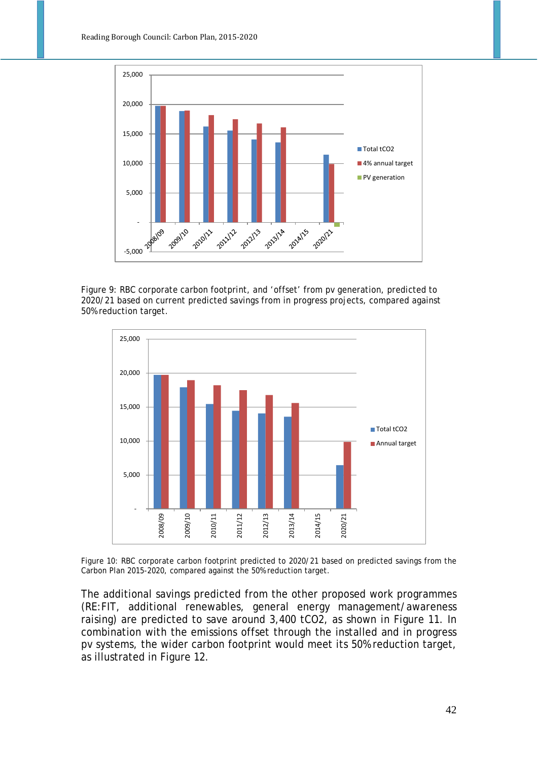Figure 9: RBC corporate carbon footprint, and 'offset' from pv generation, predicted to 2020/21 based on current predicted savings from in progress projects, compared against 50% reduction target.

Figure 10: RBC corporate carbon footprint predicted to 2020/21 based on predicted savings from the Carbon Plan 2015-2020, compared against the 50% reduction target.

The additional savings predicted from the other proposed work programmes (RE:FIT, additional renewables, general energy management/awareness raising) are predicted to save around 3,400 $tCO_2$, as shown in Figure 11. In combination with the emissions offset through the installed and in progress pv systems, the wider carbon footprint would meet its 50% reduction target, as illustrated in Figure 12.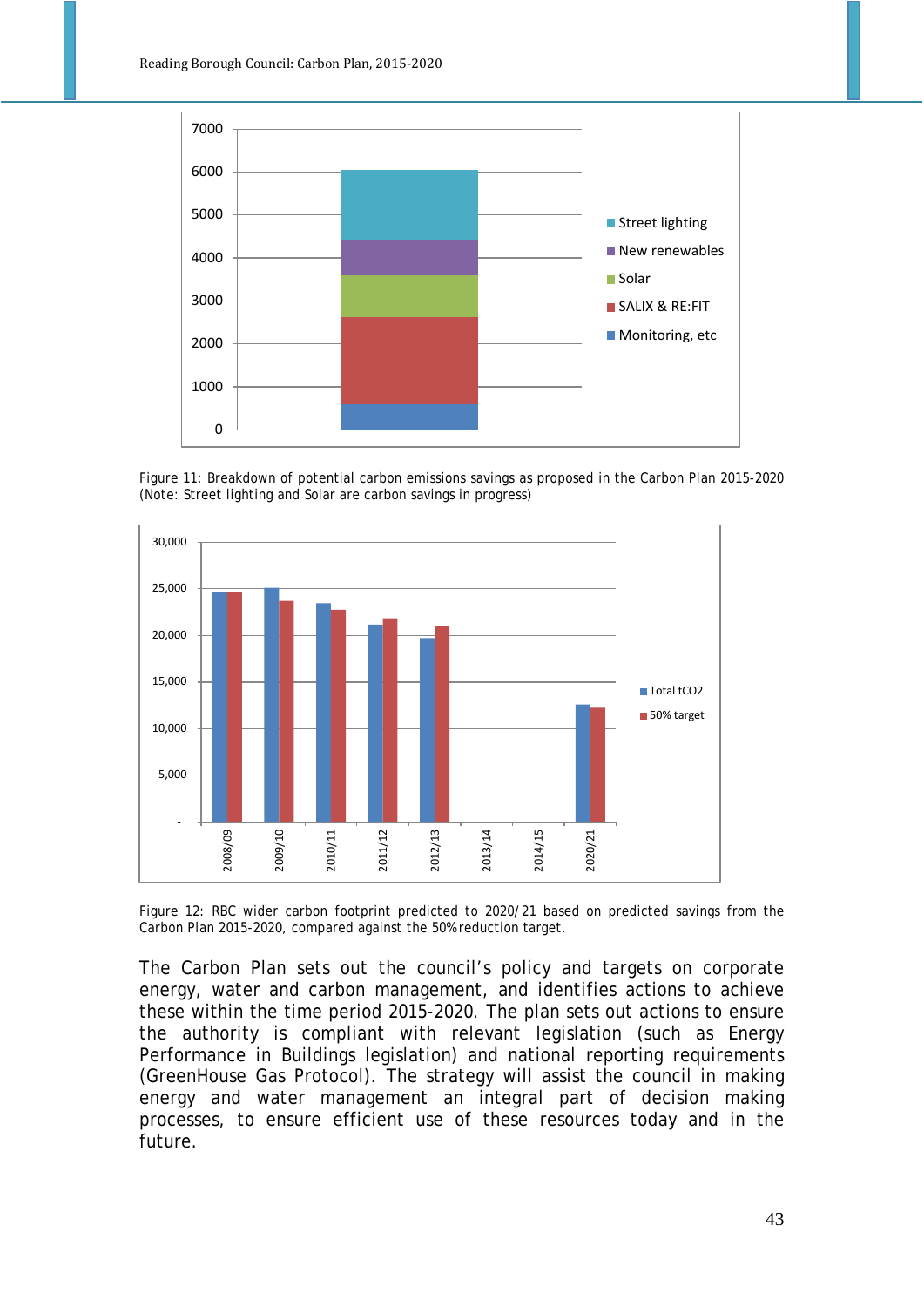Figure 11: Breakdown of potential carbon emissions savings as proposed in the Carbon Plan 2015-2020 (Note: Street lighting and Solar are carbon savings in progress)

Figure 12: RBC wider carbon footprint predicted to 2020/21 based on predicted savings from the Carbon Plan 2015-2020, compared against the 50% reduction target.

The Carbon Plan sets out the council's policy and targets on corporate energy, water and carbon management, and identifies actions to achieve these within the time period 2015-2020. The plan sets out actions to ensure the authority is compliant with relevant legislation (such as Energy Performance in Buildings legislation) and national reporting requirements (GreenHouse Gas Protocol). The strategy will assist the council in making energy and water management an integral part of decision making processes, to ensure efficient use of these resources today and in the future.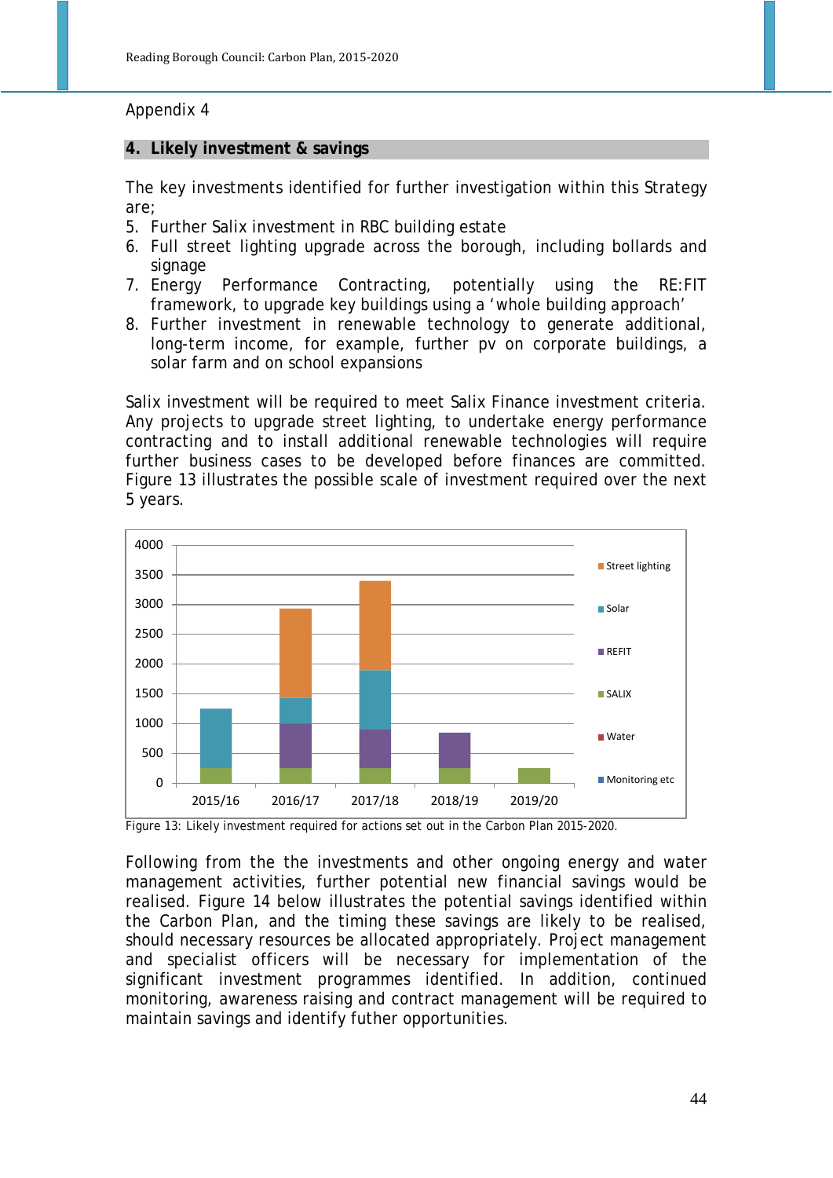Appendix 4

## 4. Likely investment & savings

The key investments identified for further investigation within this Strategy are;

5. Further Salix investment in RBC building estate
6. Full street lighting upgrade across the borough, including bollards and signage
7. Energy Performance Contracting, potentially using the RE:FIT framework, to upgrade key buildings using a 'whole building approach'
8. Further investment in renewable technology to generate additional, long-term income, for example, further pv on corporate buildings, a solar farm and on school expansions

Salix investment will be required to meet Salix Finance investment criteria. Any projects to upgrade street lighting, to undertake energy performance contracting and to install additional renewable technologies will require further business cases to be developed before finances are committed. Figure 13 illustrates the possible scale of investment required over the next 5 years.

Figure 13: Likely investment required for actions set out in the Carbon Plan 2015-2020.

Following from the the investments and other ongoing energy and water management activities, further potential new financial savings would be realised. Figure 14 below illustrates the potential savings identified within the Carbon Plan, and the timing these savings are likely to be realised, should necessary resources be allocated appropriately. Project management and specialist officers will be necessary for implementation of the significant investment programmes identified. In addition, continued monitoring, awareness raising and contract management will be required to maintain savings and identify futher opportunities.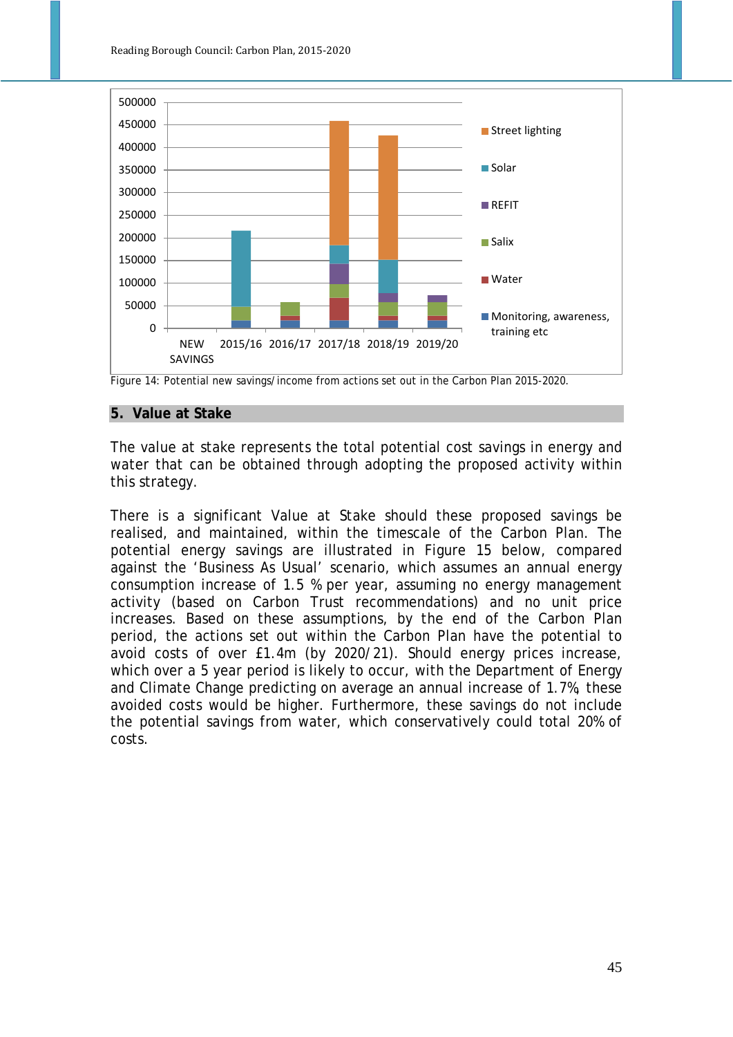Figure 14: Potential new savings/income from actions set out in the Carbon Plan 2015-2020.

## 5. Value at Stake

The value at stake represents the total potential cost savings in energy and water that can be obtained through adopting the proposed activity within this strategy.

There is a significant Value at Stake should these proposed savings be realised, and maintained, within the timescale of the Carbon Plan. The potential energy savings are illustrated in Figure 15 below, compared against the 'Business As Usual' scenario, which assumes an annual energy consumption increase of 1.5 % per year, assuming no energy management activity (based on Carbon Trust recommendations) and no unit price increases. Based on these assumptions, by the end of the Carbon Plan period, the actions set out within the Carbon Plan have the potential to avoid costs of over £1.4m (by 2020/21). Should energy prices increase, which over a 5 year period is likely to occur, with the Department of Energy and Climate Change predicting on average an annual increase of 1.7%, these avoided costs would be higher. Furthermore, these savings do not include the potential savings from water, which conservatively could total 20% of costs.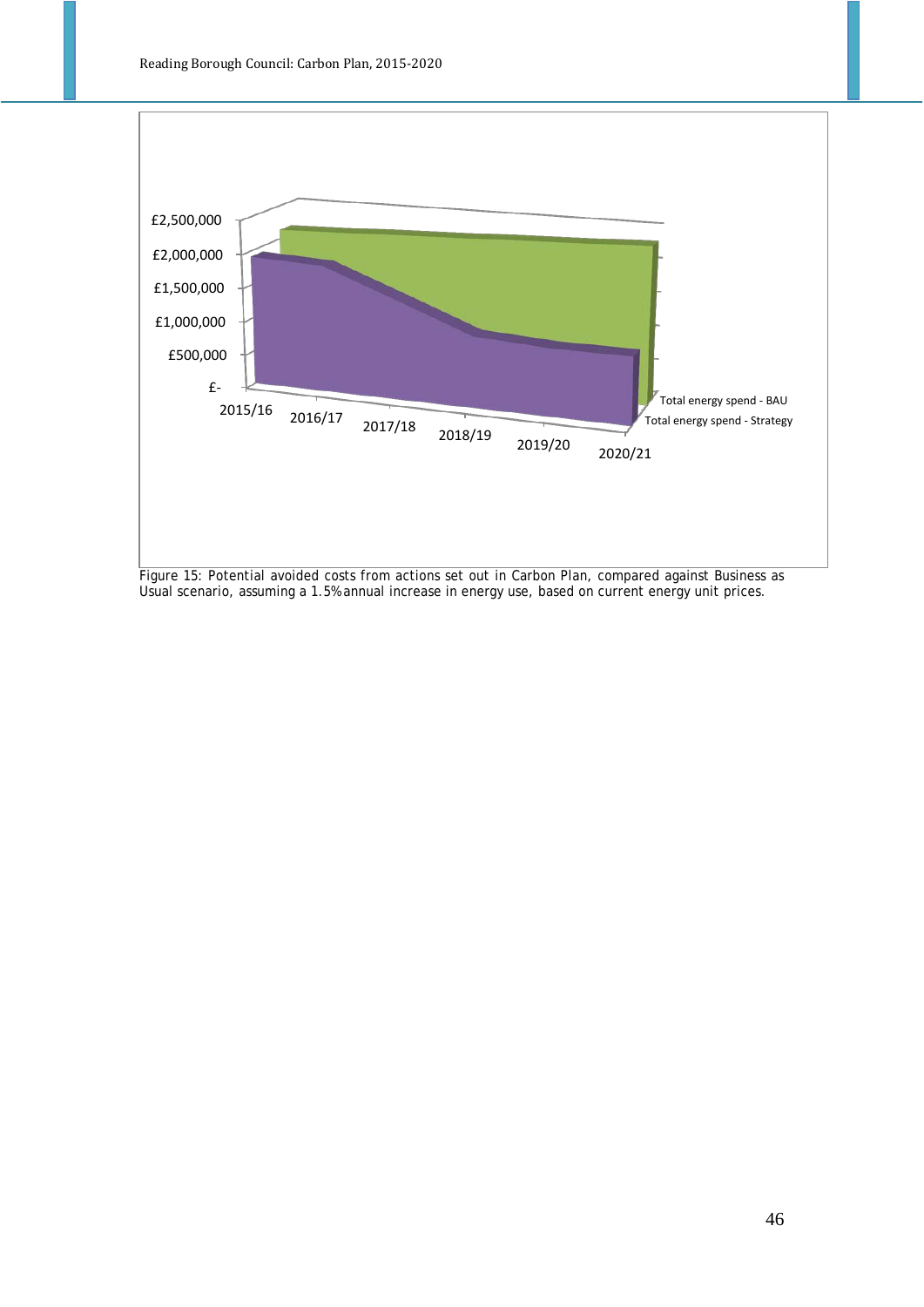Figure 15: Potential avoided costs from actions set out in Carbon Plan, compared against Business as Usual scenario, assuming a 1.5% annual increase in energy use, based on current energy unit prices.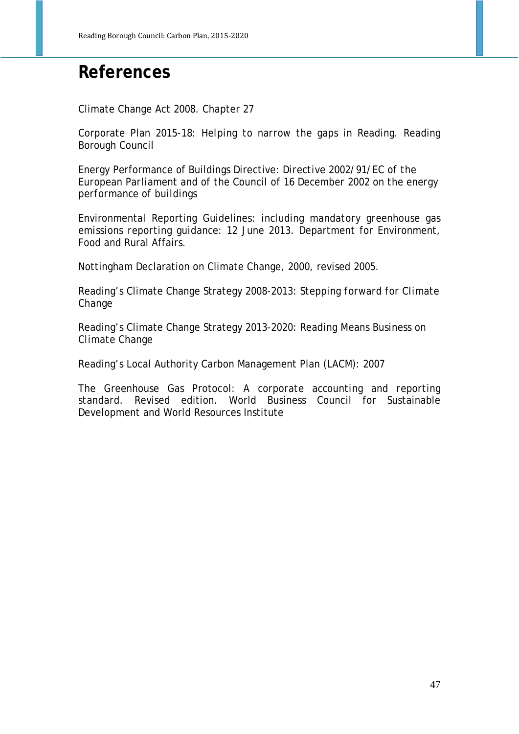# References

Climate Change Act 2008. Chapter 27

Corporate Plan 2015-18: Helping to narrow the gaps in Reading. Reading Borough Council

Energy Performance of Buildings Directive: Directive 2002/91/EC of the European Parliament and of the Council of 16 December 2002 on the energy performance of buildings

Environmental Reporting Guidelines: including mandatory greenhouse gas emissions reporting guidance: 12 June 2013. Department for Environment, Food and Rural Affairs.

Nottingham Declaration on Climate Change, 2000, revised 2005.

Reading's Climate Change Strategy 2008-2013: Stepping forward for Climate Change

Reading's Climate Change Strategy 2013-2020: Reading Means Business on Climate Change

Reading's Local Authority Carbon Management Plan (LACM): 2007

The Greenhouse Gas Protocol: A corporate accounting and reporting standard. Revised edition. World Business Council for Sustainable Development and World Resources Institute